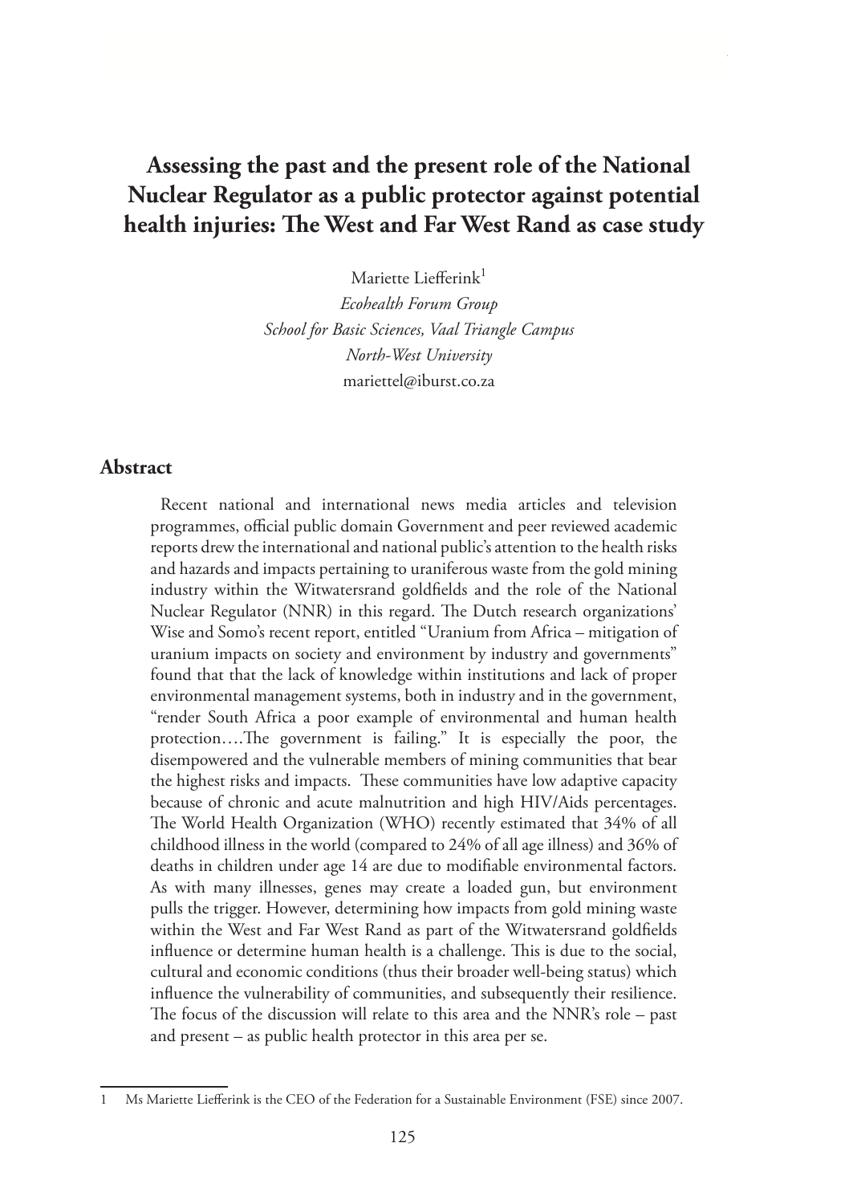# Assessing the past and the present role of the National Nuclear Regulator as a public protector against potential health injuries: The West and Far West Rand as case study

Mariette Liefferink[1]

*Ecohealth Forum Group*

*School for Basic Sciences, Vaal Triangle Campus*

*North-West University*

mariettel@iburst.co.za

## Abstract

Recent national and international news media articles and television programmes, official public domain Government and peer reviewed academic reports drew the international and national public's attention to the health risks and hazards and impacts pertaining to uraniferous waste from the gold mining industry within the Witwatersrand goldfields and the role of the National Nuclear Regulator (NNR) in this regard. The Dutch research organizations' Wise and Somo's recent report, entitled "Uranium from Africa – mitigation of uranium impacts on society and environment by industry and governments" found that that the lack of knowledge within institutions and lack of proper environmental management systems, both in industry and in the government, "render South Africa a poor example of environmental and human health protection….The government is failing." It is especially the poor, the disempowered and the vulnerable members of mining communities that bear the highest risks and impacts. These communities have low adaptive capacity because of chronic and acute malnutrition and high HIV/Aids percentages. The World Health Organization (WHO) recently estimated that 34% of all childhood illness in the world (compared to 24% of all age illness) and 36% of deaths in children under age 14 are due to modifiable environmental factors. As with many illnesses, genes may create a loaded gun, but environment pulls the trigger. However, determining how impacts from gold mining waste within the West and Far West Rand as part of the Witwatersrand goldfields influence or determine human health is a challenge. This is due to the social, cultural and economic conditions (thus their broader well-being status) which influence the vulnerability of communities, and subsequently their resilience. The focus of the discussion will relate to this area and the NNR's role – past and present – as public health protector in this area per se.

---

[1] Ms Mariette Liefferink is the CEO of the Federation for a Sustainable Environment (FSE) since 2007.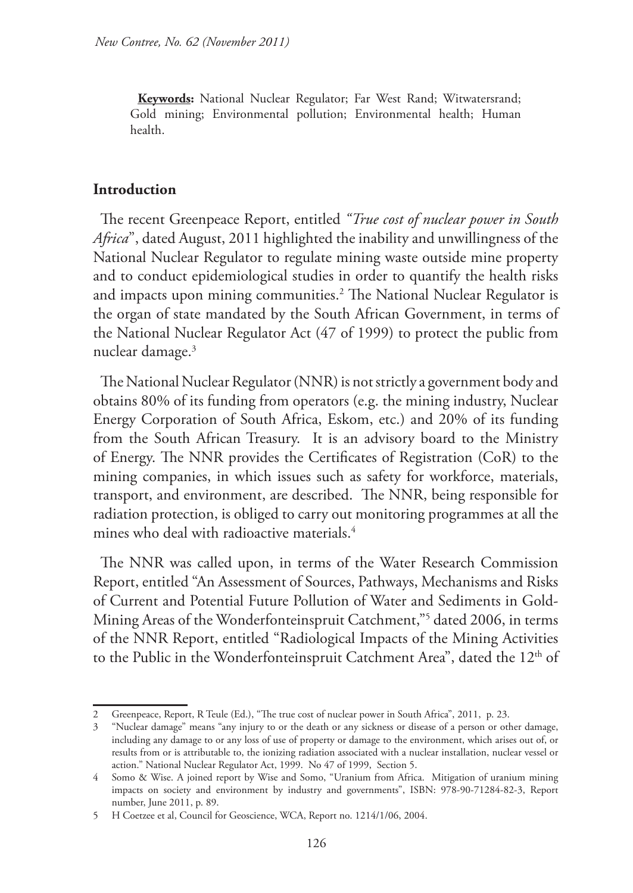**Keywords:** National Nuclear Regulator; Far West Rand; Witwatersrand; Gold mining; Environmental pollution; Environmental health; Human health.

## Introduction

The recent Greenpeace Report, entitled *"True cost of nuclear power in South Africa*", dated August, 2011 highlighted the inability and unwillingness of the National Nuclear Regulator to regulate mining waste outside mine property and to conduct epidemiological studies in order to quantify the health risks and impacts upon mining communities.[2] The National Nuclear Regulator is the organ of state mandated by the South African Government, in terms of the National Nuclear Regulator Act (47 of 1999) to protect the public from nuclear damage.[3]

The National Nuclear Regulator (NNR) is not strictly a government body and obtains 80% of its funding from operators (e.g. the mining industry, Nuclear Energy Corporation of South Africa, Eskom, etc.) and 20% of its funding from the South African Treasury. It is an advisory board to the Ministry of Energy. The NNR provides the Certificates of Registration (CoR) to the mining companies, in which issues such as safety for workforce, materials, transport, and environment, are described. The NNR, being responsible for radiation protection, is obliged to carry out monitoring programmes at all the mines who deal with radioactive materials.[4]

The NNR was called upon, in terms of the Water Research Commission Report, entitled "An Assessment of Sources, Pathways, Mechanisms and Risks of Current and Potential Future Pollution of Water and Sediments in Gold-Mining Areas of the Wonderfonteinspruit Catchment,"[5] dated 2006, in terms of the NNR Report, entitled "Radiological Impacts of the Mining Activities to the Public in the Wonderfonteinspruit Catchment Area", dated the 12th of

---

2 Greenpeace, Report, R Teule (Ed.), "The true cost of nuclear power in South Africa", 2011, p. 23.

3 "Nuclear damage" means "any injury to or the death or any sickness or disease of a person or other damage, including any damage to or any loss of use of property or damage to the environment, which arises out of, or results from or is attributable to, the ionizing radiation associated with a nuclear installation, nuclear vessel or action." National Nuclear Regulator Act, 1999. No 47 of 1999, Section 5.

4 Somo & Wise. A joined report by Wise and Somo, "Uranium from Africa. Mitigation of uranium mining impacts on society and environment by industry and governments", ISBN: 978-90-71284-82-3, Report number, June 2011, p. 89.

5 H Coetzee et al, Council for Geoscience, WCA, Report no. 1214/1/06, 2004.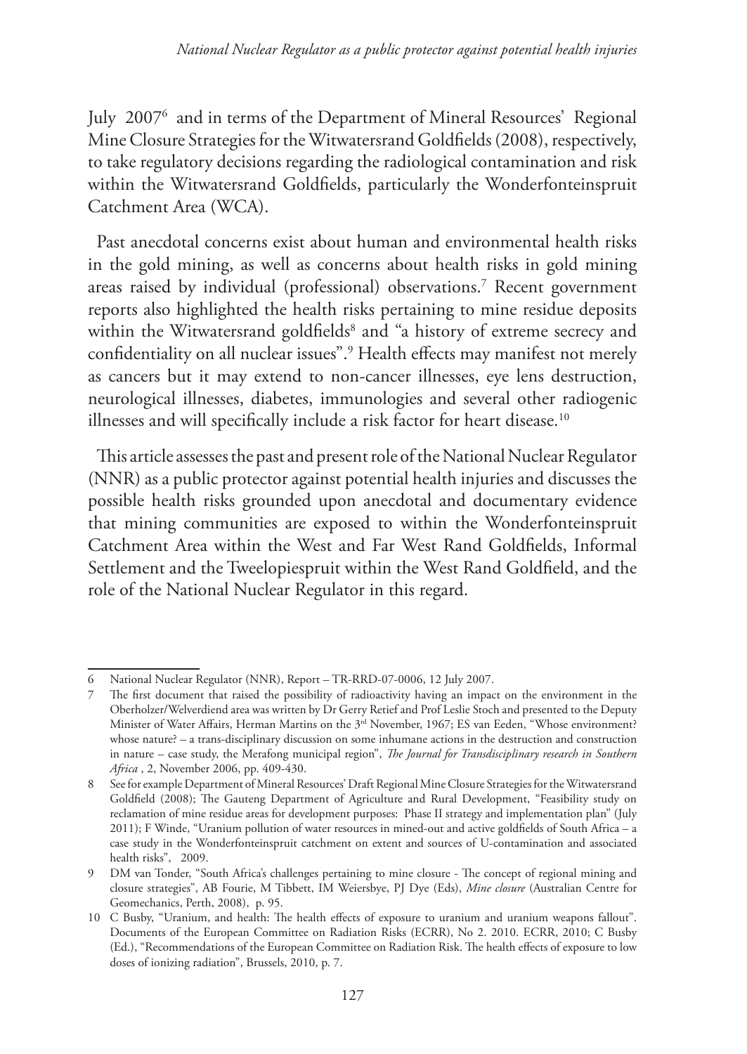July 2007[6] and in terms of the Department of Mineral Resources' Regional Mine Closure Strategies for the Witwatersrand Goldfields (2008), respectively, to take regulatory decisions regarding the radiological contamination and risk within the Witwatersrand Goldfields, particularly the Wonderfonteinspruit Catchment Area (WCA).

Past anecdotal concerns exist about human and environmental health risks in the gold mining, as well as concerns about health risks in gold mining areas raised by individual (professional) observations.[7] Recent government reports also highlighted the health risks pertaining to mine residue deposits within the Witwatersrand goldfields[8] and "a history of extreme secrecy and confidentiality on all nuclear issues".[9] Health effects may manifest not merely as cancers but it may extend to non-cancer illnesses, eye lens destruction, neurological illnesses, diabetes, immunologies and several other radiogenic illnesses and will specifically include a risk factor for heart disease.[10]

This article assesses the past and present role of the National Nuclear Regulator (NNR) as a public protector against potential health injuries and discusses the possible health risks grounded upon anecdotal and documentary evidence that mining communities are exposed to within the Wonderfonteinspruit Catchment Area within the West and Far West Rand Goldfields, Informal Settlement and the Tweelopiespruit within the West Rand Goldfield, and the role of the National Nuclear Regulator in this regard.

---

6 National Nuclear Regulator (NNR), Report – TR-RRD-07-0006, 12 July 2007.

7 The first document that raised the possibility of radioactivity having an impact on the environment in the Oberholzer/Welverdiend area was written by Dr Gerry Retief and Prof Leslie Stoch and presented to the Deputy Minister of Water Affairs, Herman Martins on the 3rd November, 1967; ES van Eeden, "Whose environment? whose nature? – a trans-disciplinary discussion on some inhumane actions in the destruction and construction in nature – case study, the Merafong municipal region", *The Journal for Transdisciplinary research in Southern Africa* , 2, November 2006, pp. 409-430.

8 See for example Department of Mineral Resources' Draft Regional Mine Closure Strategies for the Witwatersrand Goldfield (2008); The Gauteng Department of Agriculture and Rural Development, "Feasibility study on reclamation of mine residue areas for development purposes: Phase II strategy and implementation plan" (July 2011); F Winde, "Uranium pollution of water resources in mined-out and active goldfields of South Africa – a case study in the Wonderfonteinspruit catchment on extent and sources of U-contamination and associated health risks", 2009.

9 DM van Tonder, "South Africa's challenges pertaining to mine closure - The concept of regional mining and closure strategies", AB Fourie, M Tibbett, IM Weiersbye, PJ Dye (Eds), *Mine closure* (Australian Centre for Geomechanics, Perth, 2008), p. 95.

10 C Busby, "Uranium, and health: The health effects of exposure to uranium and uranium weapons fallout". Documents of the European Committee on Radiation Risks (ECRR), No 2. 2010. ECRR, 2010; C Busby (Ed.), "Recommendations of the European Committee on Radiation Risk. The health effects of exposure to low doses of ionizing radiation", Brussels, 2010, p. 7.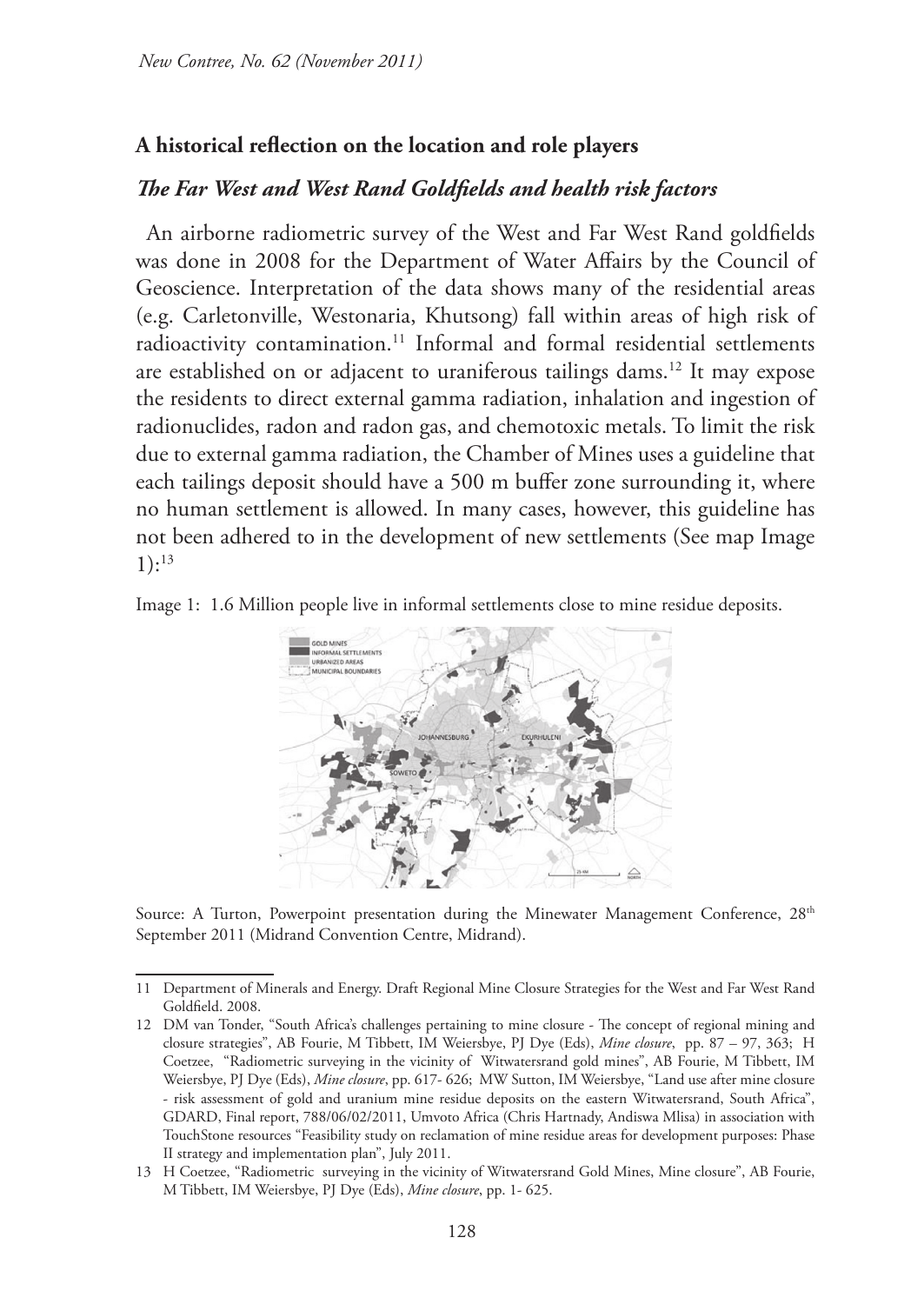## A historical reflection on the location and role players

### *The Far West and West Rand Goldfields and health risk factors*

An airborne radiometric survey of the West and Far West Rand goldfields was done in 2008 for the Department of Water Affairs by the Council of Geoscience. Interpretation of the data shows many of the residential areas (e.g. Carletonville, Westonaria, Khutsong) fall within areas of high risk of radioactivity contamination.[11] Informal and formal residential settlements are established on or adjacent to uraniferous tailings dams.[12] It may expose the residents to direct external gamma radiation, inhalation and ingestion of radionuclides, radon and radon gas, and chemotoxic metals. To limit the risk due to external gamma radiation, the Chamber of Mines uses a guideline that each tailings deposit should have a 500 m buffer zone surrounding it, where no human settlement is allowed. In many cases, however, this guideline has not been adhered to in the development of new settlements (See map Image 1):[13]

Image 1: 1.6 Million people live in informal settlements close to mine residue deposits.

Source: A Turton, Powerpoint presentation during the Minewater Management Conference, 28th September 2011 (Midrand Convention Centre, Midrand).

---

11 Department of Minerals and Energy. Draft Regional Mine Closure Strategies for the West and Far West Rand Goldfield. 2008.

12 DM van Tonder, "South Africa's challenges pertaining to mine closure - The concept of regional mining and closure strategies", AB Fourie, M Tibbett, IM Weiersbye, PJ Dye (Eds), *Mine closure*, pp. 87 – 97, 363; H Coetzee, "Radiometric surveying in the vicinity of Witwatersrand gold mines", AB Fourie, M Tibbett, IM Weiersbye, PJ Dye (Eds), *Mine closure*, pp. 617- 626; MW Sutton, IM Weiersbye, "Land use after mine closure - risk assessment of gold and uranium mine residue deposits on the eastern Witwatersrand, South Africa", GDARD, Final report, 788/06/02/2011, Umvoto Africa (Chris Hartnady, Andiswa Mlisa) in association with TouchStone resources "Feasibility study on reclamation of mine residue areas for development purposes: Phase II strategy and implementation plan", July 2011.

13 H Coetzee, "Radiometric surveying in the vicinity of Witwatersrand Gold Mines, Mine closure", AB Fourie, M Tibbett, IM Weiersbye, PJ Dye (Eds), *Mine closure*, pp. 1- 625.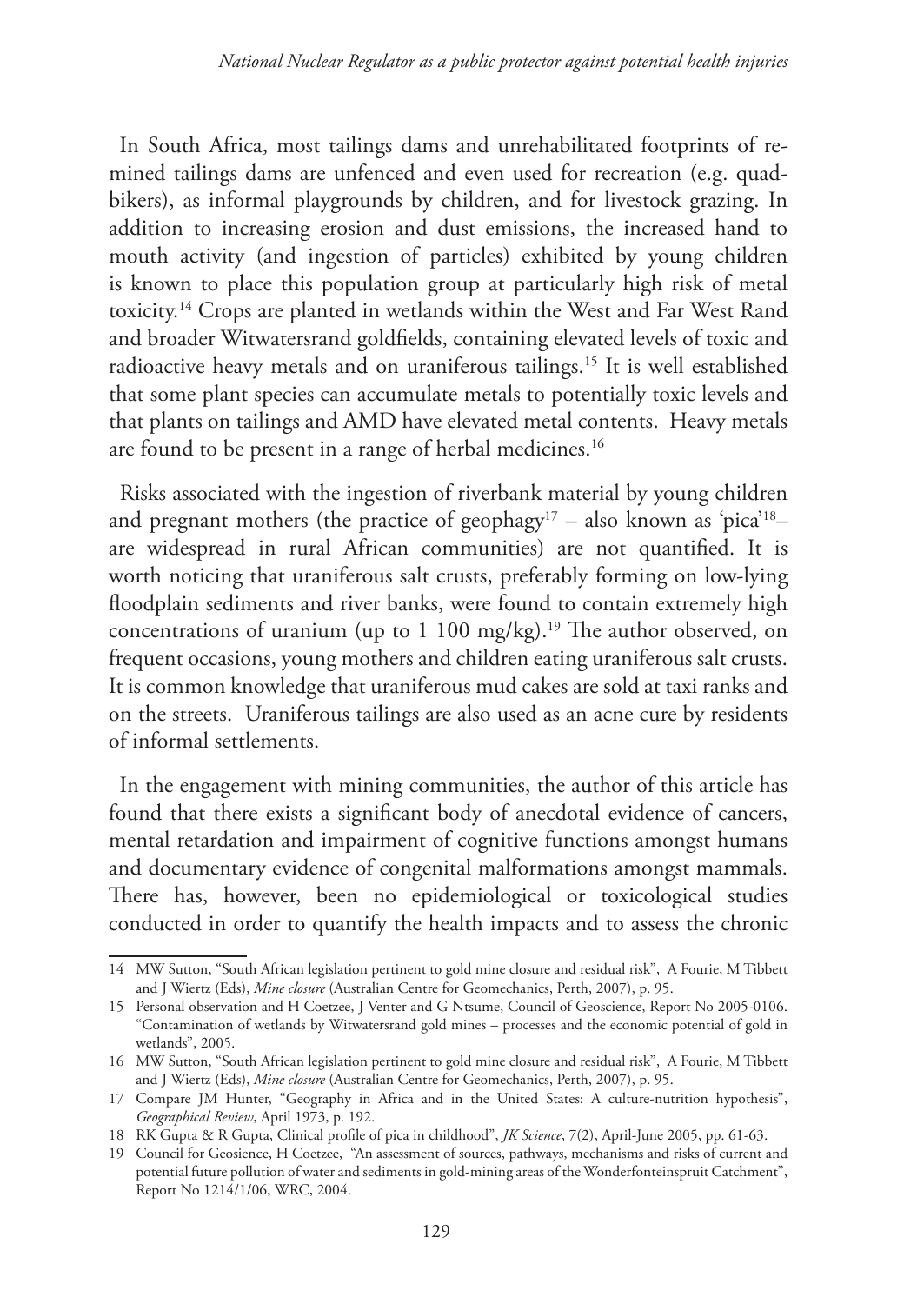In South Africa, most tailings dams and unrehabilitated footprints of re-mined tailings dams are unfenced and even used for recreation (e.g. quad-bikers), as informal playgrounds by children, and for livestock grazing. In addition to increasing erosion and dust emissions, the increased hand to mouth activity (and ingestion of particles) exhibited by young children is known to place this population group at particularly high risk of metal toxicity.[14] Crops are planted in wetlands within the West and Far West Rand and broader Witwatersrand goldfields, containing elevated levels of toxic and radioactive heavy metals and on uraniferous tailings.[15] It is well established that some plant species can accumulate metals to potentially toxic levels and that plants on tailings and AMD have elevated metal contents. Heavy metals are found to be present in a range of herbal medicines.[16]

Risks associated with the ingestion of riverbank material by young children and pregnant mothers (the practice of geophagy[17] – also known as 'pica'[18]– are widespread in rural African communities) are not quantified. It is worth noticing that uraniferous salt crusts, preferably forming on low-lying floodplain sediments and river banks, were found to contain extremely high concentrations of uranium (up to 1 100 mg/kg).[19] The author observed, on frequent occasions, young mothers and children eating uraniferous salt crusts. It is common knowledge that uraniferous mud cakes are sold at taxi ranks and on the streets. Uraniferous tailings are also used as an acne cure by residents of informal settlements.

In the engagement with mining communities, the author of this article has found that there exists a significant body of anecdotal evidence of cancers, mental retardation and impairment of cognitive functions amongst humans and documentary evidence of congenital malformations amongst mammals. There has, however, been no epidemiological or toxicological studies conducted in order to quantify the health impacts and to assess the chronic

---

14 MW Sutton, "South African legislation pertinent to gold mine closure and residual risk", A Fourie, M Tibbett and J Wiertz (Eds), *Mine closure* (Australian Centre for Geomechanics, Perth, 2007), p. 95.

15 Personal observation and H Coetzee, J Venter and G Ntsume, Council of Geoscience, Report No 2005-0106. "Contamination of wetlands by Witwatersrand gold mines – processes and the economic potential of gold in wetlands", 2005.

16 MW Sutton, "South African legislation pertinent to gold mine closure and residual risk", A Fourie, M Tibbett and J Wiertz (Eds), *Mine closure* (Australian Centre for Geomechanics, Perth, 2007), p. 95.

17 Compare JM Hunter, "Geography in Africa and in the United States: A culture-nutrition hypothesis", *Geographical Review*, April 1973, p. 192.

18 RK Gupta & R Gupta, Clinical profile of pica in childhood", *JK Science*, 7(2), April-June 2005, pp. 61-63.

19 Council for Geosience, H Coetzee, "An assessment of sources, pathways, mechanisms and risks of current and potential future pollution of water and sediments in gold-mining areas of the Wonderfonteinspruit Catchment", Report No 1214/1/06, WRC, 2004.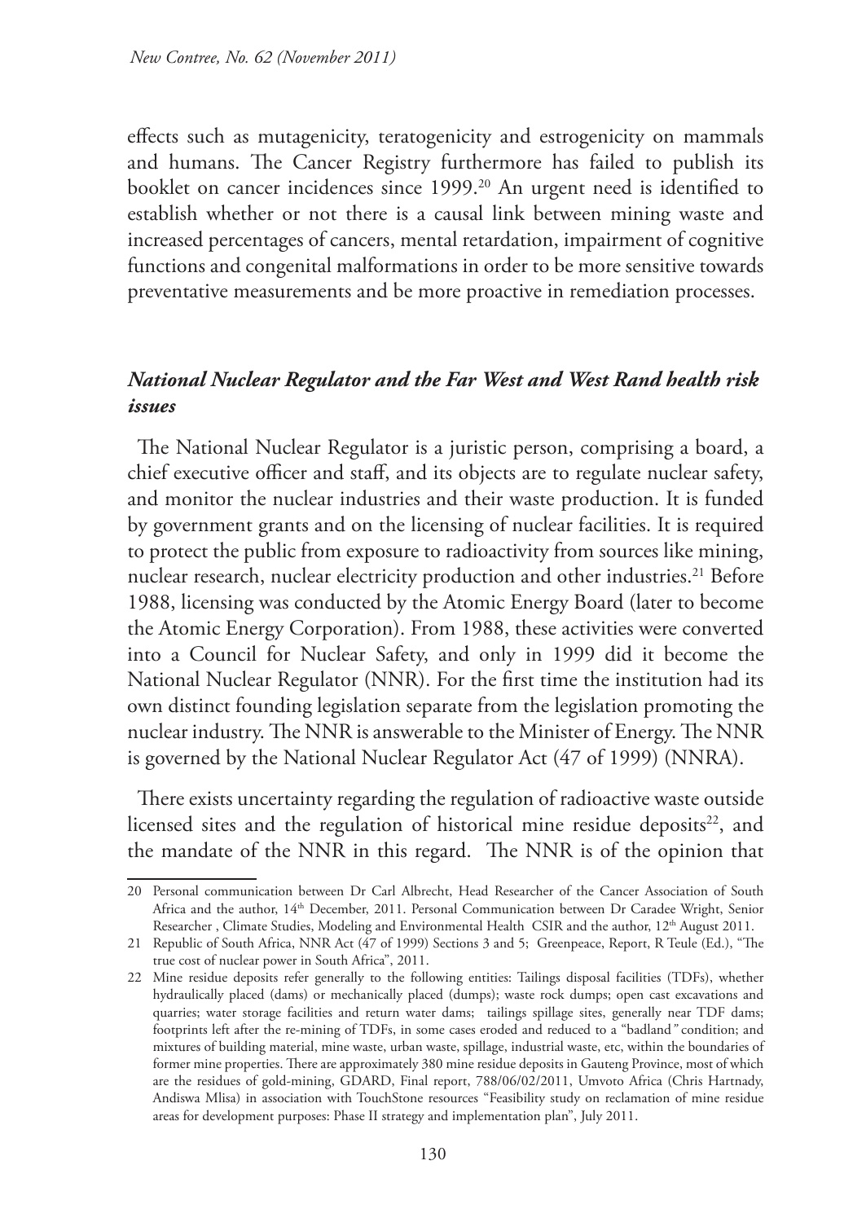effects such as mutagenicity, teratogenicity and estrogenicity on mammals and humans. The Cancer Registry furthermore has failed to publish its booklet on cancer incidences since 1999.[20] An urgent need is identified to establish whether or not there is a causal link between mining waste and increased percentages of cancers, mental retardation, impairment of cognitive functions and congenital malformations in order to be more sensitive towards preventative measurements and be more proactive in remediation processes.

### *National Nuclear Regulator and the Far West and West Rand health risk issues*

The National Nuclear Regulator is a juristic person, comprising a board, a chief executive officer and staff, and its objects are to regulate nuclear safety, and monitor the nuclear industries and their waste production. It is funded by government grants and on the licensing of nuclear facilities. It is required to protect the public from exposure to radioactivity from sources like mining, nuclear research, nuclear electricity production and other industries.[21] Before 1988, licensing was conducted by the Atomic Energy Board (later to become the Atomic Energy Corporation). From 1988, these activities were converted into a Council for Nuclear Safety, and only in 1999 did it become the National Nuclear Regulator (NNR). For the first time the institution had its own distinct founding legislation separate from the legislation promoting the nuclear industry. The NNR is answerable to the Minister of Energy. The NNR is governed by the National Nuclear Regulator Act (47 of 1999) (NNRA).

There exists uncertainty regarding the regulation of radioactive waste outside licensed sites and the regulation of historical mine residue deposits[22], and the mandate of the NNR in this regard. The NNR is of the opinion that

---

20 Personal communication between Dr Carl Albrecht, Head Researcher of the Cancer Association of South Africa and the author, 14th December, 2011. Personal Communication between Dr Caradee Wright, Senior Researcher , Climate Studies, Modeling and Environmental Health CSIR and the author, 12th August 2011.

21 Republic of South Africa, NNR Act (47 of 1999) Sections 3 and 5; Greenpeace, Report, R Teule (Ed.), "The true cost of nuclear power in South Africa", 2011.

22 Mine residue deposits refer generally to the following entities: Tailings disposal facilities (TDFs), whether hydraulically placed (dams) or mechanically placed (dumps); waste rock dumps; open cast excavations and quarries; water storage facilities and return water dams; tailings spillage sites, generally near TDF dams; footprints left after the re-mining of TDFs, in some cases eroded and reduced to a "badland" condition; and mixtures of building material, mine waste, urban waste, spillage, industrial waste, etc, within the boundaries of former mine properties. There are approximately 380 mine residue deposits in Gauteng Province, most of which are the residues of gold-mining, GDARD, Final report, 788/06/02/2011, Umvoto Africa (Chris Hartnady, Andiswa Mlisa) in association with TouchStone resources "Feasibility study on reclamation of mine residue areas for development purposes: Phase II strategy and implementation plan", July 2011.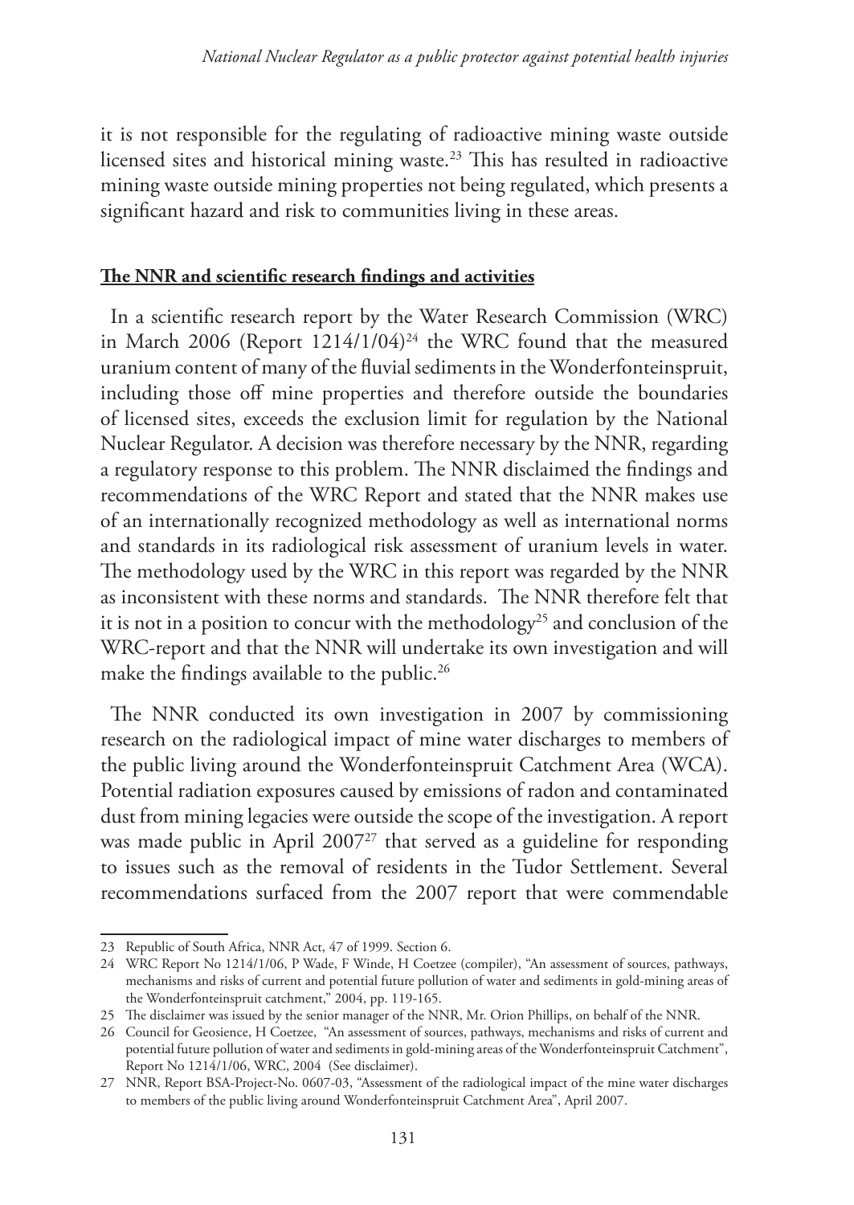it is not responsible for the regulating of radioactive mining waste outside licensed sites and historical mining waste.[23] This has resulted in radioactive mining waste outside mining properties not being regulated, which presents a significant hazard and risk to communities living in these areas.

## **The NNR and scientific research findings and activities**

In a scientific research report by the Water Research Commission (WRC) in March 2006 (Report 1214/1/04)[24] the WRC found that the measured uranium content of many of the fluvial sediments in the Wonderfonteinspruit, including those off mine properties and therefore outside the boundaries of licensed sites, exceeds the exclusion limit for regulation by the National Nuclear Regulator. A decision was therefore necessary by the NNR, regarding a regulatory response to this problem. The NNR disclaimed the findings and recommendations of the WRC Report and stated that the NNR makes use of an internationally recognized methodology as well as international norms and standards in its radiological risk assessment of uranium levels in water. The methodology used by the WRC in this report was regarded by the NNR as inconsistent with these norms and standards. The NNR therefore felt that it is not in a position to concur with the methodology[25] and conclusion of the WRC-report and that the NNR will undertake its own investigation and will make the findings available to the public.[26]

The NNR conducted its own investigation in 2007 by commissioning research on the radiological impact of mine water discharges to members of the public living around the Wonderfonteinspruit Catchment Area (WCA). Potential radiation exposures caused by emissions of radon and contaminated dust from mining legacies were outside the scope of the investigation. A report was made public in April 2007[27] that served as a guideline for responding to issues such as the removal of residents in the Tudor Settlement. Several recommendations surfaced from the 2007 report that were commendable

---

23 Republic of South Africa, NNR Act, 47 of 1999. Section 6.

24 WRC Report No 1214/1/06, P Wade, F Winde, H Coetzee (compiler), "An assessment of sources, pathways, mechanisms and risks of current and potential future pollution of water and sediments in gold-mining areas of the Wonderfonteinspruit catchment," 2004, pp. 119-165.

25 The disclaimer was issued by the senior manager of the NNR, Mr. Orion Phillips, on behalf of the NNR.

26 Council for Geosience, H Coetzee, "An assessment of sources, pathways, mechanisms and risks of current and potential future pollution of water and sediments in gold-mining areas of the Wonderfonteinspruit Catchment", Report No 1214/1/06, WRC, 2004 (See disclaimer).

27 NNR, Report BSA-Project-No. 0607-03, "Assessment of the radiological impact of the mine water discharges to members of the public living around Wonderfonteinspruit Catchment Area", April 2007.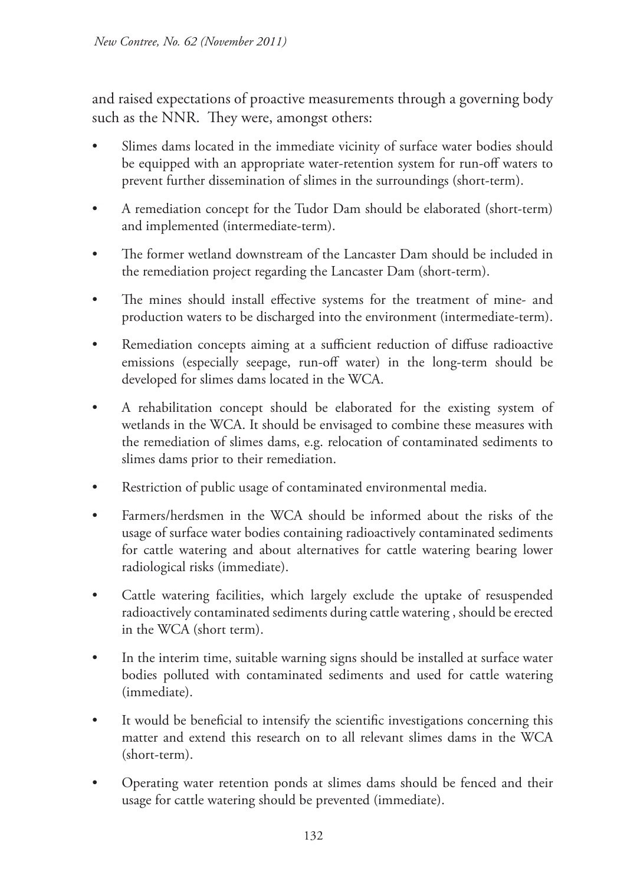and raised expectations of proactive measurements through a governing body such as the NNR. They were, amongst others:

- Slimes dams located in the immediate vicinity of surface water bodies should be equipped with an appropriate water-retention system for run-off waters to prevent further dissemination of slimes in the surroundings (short-term).
- A remediation concept for the Tudor Dam should be elaborated (short-term) and implemented (intermediate-term).
- The former wetland downstream of the Lancaster Dam should be included in the remediation project regarding the Lancaster Dam (short-term).
- The mines should install effective systems for the treatment of mine- and production waters to be discharged into the environment (intermediate-term).
- Remediation concepts aiming at a sufficient reduction of diffuse radioactive emissions (especially seepage, run-off water) in the long-term should be developed for slimes dams located in the WCA.
- A rehabilitation concept should be elaborated for the existing system of wetlands in the WCA. It should be envisaged to combine these measures with the remediation of slimes dams, e.g. relocation of contaminated sediments to slimes dams prior to their remediation.
- Restriction of public usage of contaminated environmental media.
- Farmers/herdsmen in the WCA should be informed about the risks of the usage of surface water bodies containing radioactively contaminated sediments for cattle watering and about alternatives for cattle watering bearing lower radiological risks (immediate).
- Cattle watering facilities, which largely exclude the uptake of resuspended radioactively contaminated sediments during cattle watering , should be erected in the WCA (short term).
- In the interim time, suitable warning signs should be installed at surface water bodies polluted with contaminated sediments and used for cattle watering (immediate).
- It would be beneficial to intensify the scientific investigations concerning this matter and extend this research on to all relevant slimes dams in the WCA (short-term).
- Operating water retention ponds at slimes dams should be fenced and their usage for cattle watering should be prevented (immediate).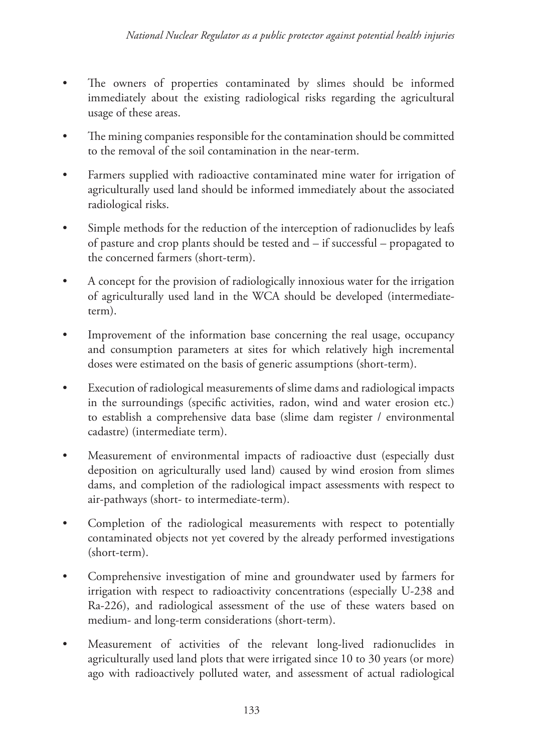- The owners of properties contaminated by slimes should be informed immediately about the existing radiological risks regarding the agricultural usage of these areas.
- The mining companies responsible for the contamination should be committed to the removal of the soil contamination in the near-term.
- Farmers supplied with radioactive contaminated mine water for irrigation of agriculturally used land should be informed immediately about the associated radiological risks.
- Simple methods for the reduction of the interception of radionuclides by leafs of pasture and crop plants should be tested and – if successful – propagated to the concerned farmers (short-term).
- A concept for the provision of radiologically innoxious water for the irrigation of agriculturally used land in the WCA should be developed (intermediate-term).
- Improvement of the information base concerning the real usage, occupancy and consumption parameters at sites for which relatively high incremental doses were estimated on the basis of generic assumptions (short-term).
- Execution of radiological measurements of slime dams and radiological impacts in the surroundings (specific activities, radon, wind and water erosion etc.) to establish a comprehensive data base (slime dam register / environmental cadastre) (intermediate term).
- Measurement of environmental impacts of radioactive dust (especially dust deposition on agriculturally used land) caused by wind erosion from slimes dams, and completion of the radiological impact assessments with respect to air-pathways (short- to intermediate-term).
- Completion of the radiological measurements with respect to potentially contaminated objects not yet covered by the already performed investigations (short-term).
- Comprehensive investigation of mine and groundwater used by farmers for irrigation with respect to radioactivity concentrations (especially U-238 and Ra-226), and radiological assessment of the use of these waters based on medium- and long-term considerations (short-term).
- Measurement of activities of the relevant long-lived radionuclides in agriculturally used land plots that were irrigated since 10 to 30 years (or more) ago with radioactively polluted water, and assessment of actual radiological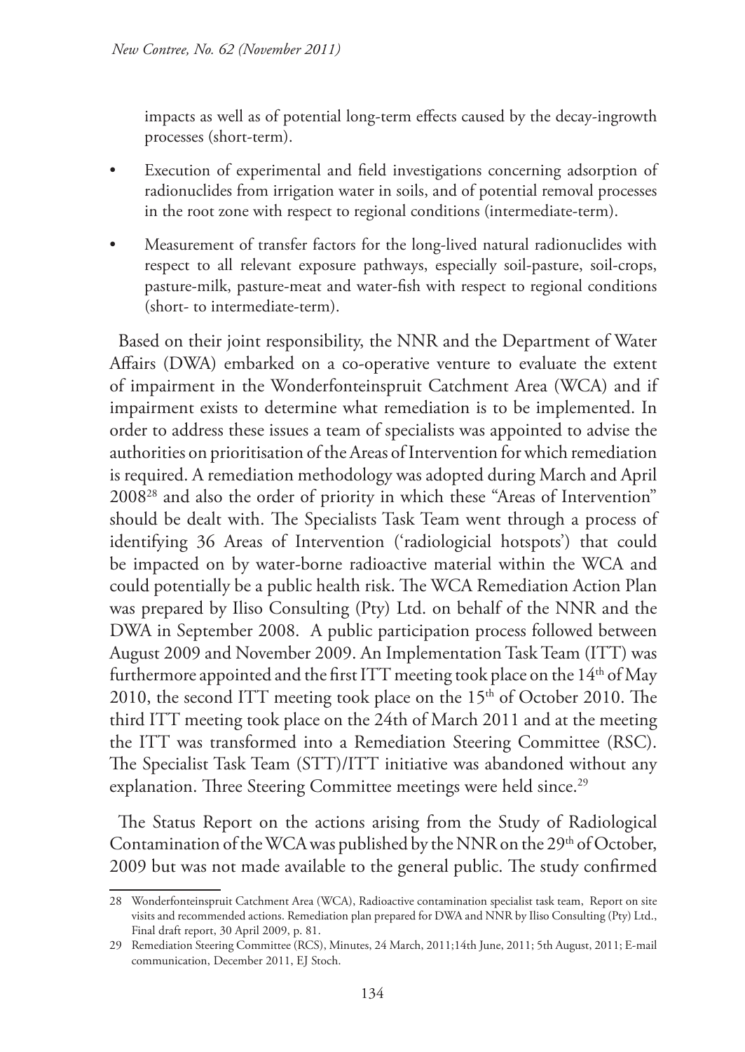impacts as well as of potential long-term effects caused by the decay-ingrowth processes (short-term).

- Execution of experimental and field investigations concerning adsorption of radionuclides from irrigation water in soils, and of potential removal processes in the root zone with respect to regional conditions (intermediate-term).
- Measurement of transfer factors for the long-lived natural radionuclides with respect to all relevant exposure pathways, especially soil-pasture, soil-crops, pasture-milk, pasture-meat and water-fish with respect to regional conditions (short- to intermediate-term).

Based on their joint responsibility, the NNR and the Department of Water Affairs (DWA) embarked on a co-operative venture to evaluate the extent of impairment in the Wonderfonteinspruit Catchment Area (WCA) and if impairment exists to determine what remediation is to be implemented. In order to address these issues a team of specialists was appointed to advise the authorities on prioritisation of the Areas of Intervention for which remediation is required. A remediation methodology was adopted during March and April 2008[28] and also the order of priority in which these "Areas of Intervention" should be dealt with. The Specialists Task Team went through a process of identifying 36 Areas of Intervention ('radiologicial hotspots') that could be impacted on by water-borne radioactive material within the WCA and could potentially be a public health risk. The WCA Remediation Action Plan was prepared by Iliso Consulting (Pty) Ltd. on behalf of the NNR and the DWA in September 2008. A public participation process followed between August 2009 and November 2009. An Implementation Task Team (ITT) was furthermore appointed and the first ITT meeting took place on the 14th of May 2010, the second ITT meeting took place on the 15th of October 2010. The third ITT meeting took place on the 24th of March 2011 and at the meeting the ITT was transformed into a Remediation Steering Committee (RSC). The Specialist Task Team (STT)/ITT initiative was abandoned without any explanation. Three Steering Committee meetings were held since.[29]

The Status Report on the actions arising from the Study of Radiological Contamination of the WCA was published by the NNR on the 29th of October, 2009 but was not made available to the general public. The study confirmed

---

28 Wonderfonteinspruit Catchment Area (WCA), Radioactive contamination specialist task team, Report on site visits and recommended actions. Remediation plan prepared for DWA and NNR by Iliso Consulting (Pty) Ltd., Final draft report, 30 April 2009, p. 81.

29 Remediation Steering Committee (RCS), Minutes, 24 March, 2011;14th June, 2011; 5th August, 2011; E-mail communication, December 2011, EJ Stoch.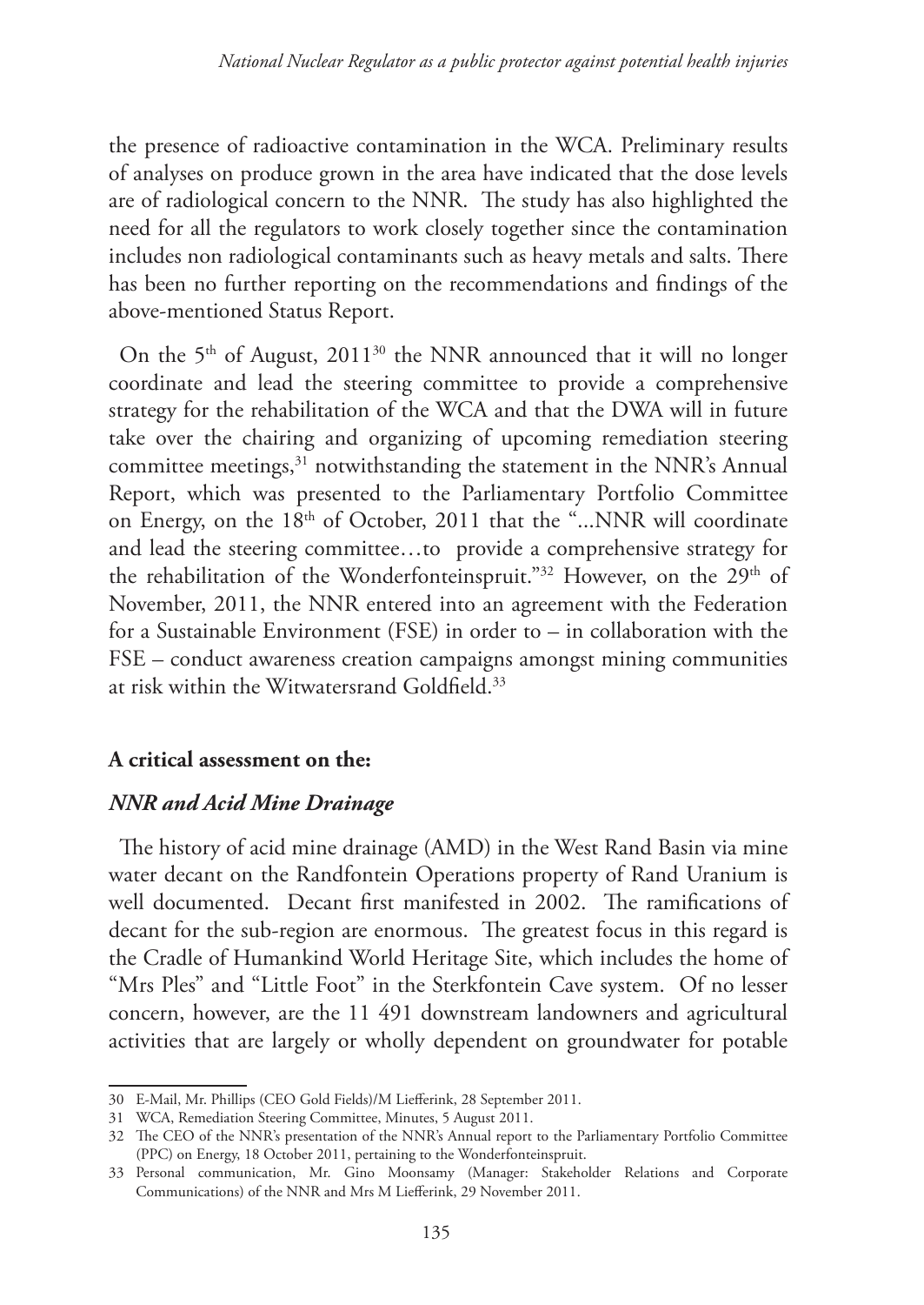the presence of radioactive contamination in the WCA. Preliminary results of analyses on produce grown in the area have indicated that the dose levels are of radiological concern to the NNR. The study has also highlighted the need for all the regulators to work closely together since the contamination includes non radiological contaminants such as heavy metals and salts. There has been no further reporting on the recommendations and findings of the above-mentioned Status Report.

On the 5th of August, 2011[30] the NNR announced that it will no longer coordinate and lead the steering committee to provide a comprehensive strategy for the rehabilitation of the WCA and that the DWA will in future take over the chairing and organizing of upcoming remediation steering committee meetings,[31] notwithstanding the statement in the NNR's Annual Report, which was presented to the Parliamentary Portfolio Committee on Energy, on the 18th of October, 2011 that the "...NNR will coordinate and lead the steering committee…to provide a comprehensive strategy for the rehabilitation of the Wonderfonteinspruit."[32] However, on the 29th of November, 2011, the NNR entered into an agreement with the Federation for a Sustainable Environment (FSE) in order to – in collaboration with the FSE – conduct awareness creation campaigns amongst mining communities at risk within the Witwatersrand Goldfield.[33]

**A critical assessment on the:**

***NNR and Acid Mine Drainage***

The history of acid mine drainage (AMD) in the West Rand Basin via mine water decant on the Randfontein Operations property of Rand Uranium is well documented. Decant first manifested in 2002. The ramifications of decant for the sub-region are enormous. The greatest focus in this regard is the Cradle of Humankind World Heritage Site, which includes the home of "Mrs Ples" and "Little Foot" in the Sterkfontein Cave system. Of no lesser concern, however, are the 11 491 downstream landowners and agricultural activities that are largely or wholly dependent on groundwater for potable

---

30 E-Mail, Mr. Phillips (CEO Gold Fields)/M Liefferink, 28 September 2011.

31 WCA, Remediation Steering Committee, Minutes, 5 August 2011.

32 The CEO of the NNR's presentation of the NNR's Annual report to the Parliamentary Portfolio Committee (PPC) on Energy, 18 October 2011, pertaining to the Wonderfonteinspruit.

33 Personal communication, Mr. Gino Moonsamy (Manager: Stakeholder Relations and Corporate Communications) of the NNR and Mrs M Liefferink, 29 November 2011.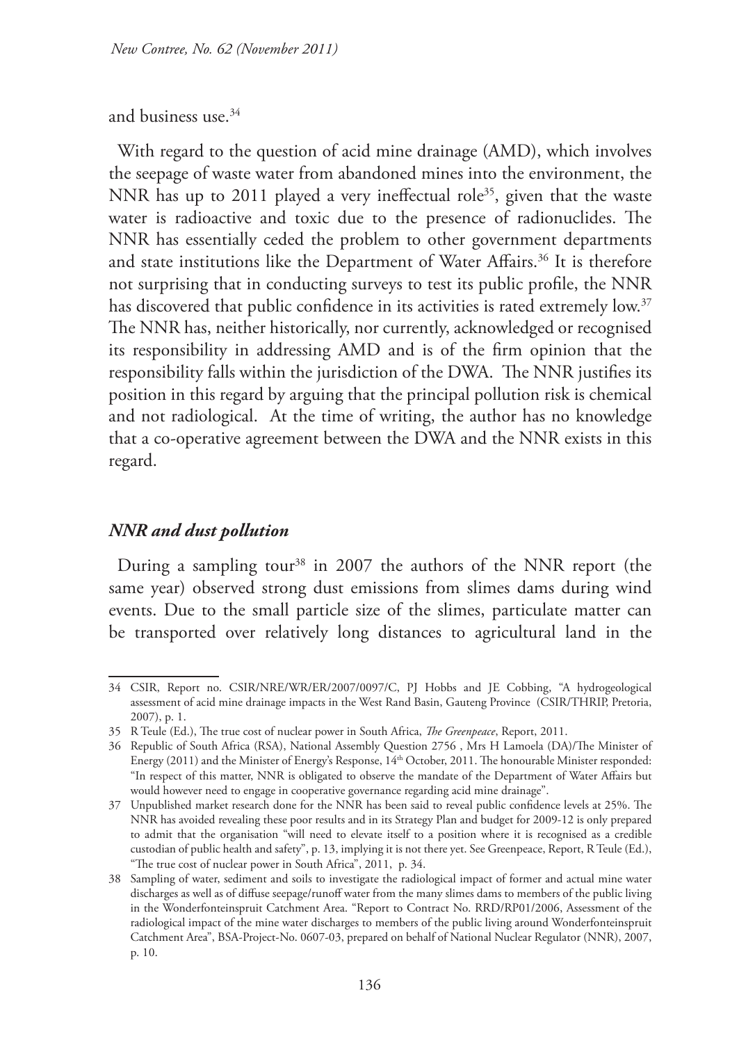and business use.[34]

With regard to the question of acid mine drainage (AMD), which involves the seepage of waste water from abandoned mines into the environment, the NNR has up to 2011 played a very ineffectual role[35], given that the waste water is radioactive and toxic due to the presence of radionuclides. The NNR has essentially ceded the problem to other government departments and state institutions like the Department of Water Affairs.[36] It is therefore not surprising that in conducting surveys to test its public profile, the NNR has discovered that public confidence in its activities is rated extremely low.[37] The NNR has, neither historically, nor currently, acknowledged or recognised its responsibility in addressing AMD and is of the firm opinion that the responsibility falls within the jurisdiction of the DWA. The NNR justifies its position in this regard by arguing that the principal pollution risk is chemical and not radiological. At the time of writing, the author has no knowledge that a co-operative agreement between the DWA and the NNR exists in this regard.

### *NNR and dust pollution*

During a sampling tour[38] in 2007 the authors of the NNR report (the same year) observed strong dust emissions from slimes dams during wind events. Due to the small particle size of the slimes, particulate matter can be transported over relatively long distances to agricultural land in the

---

34 CSIR, Report no. CSIR/NRE/WR/ER/2007/0097/C, PJ Hobbs and JE Cobbing, "A hydrogeological assessment of acid mine drainage impacts in the West Rand Basin, Gauteng Province (CSIR/THRIP, Pretoria, 2007), p. 1.

35 R Teule (Ed.), The true cost of nuclear power in South Africa, *The Greenpeace*, Report, 2011.

36 Republic of South Africa (RSA), National Assembly Question 2756 , Mrs H Lamoela (DA)/The Minister of Energy (2011) and the Minister of Energy's Response, 14th October, 2011. The honourable Minister responded: "In respect of this matter, NNR is obligated to observe the mandate of the Department of Water Affairs but would however need to engage in cooperative governance regarding acid mine drainage".

37 Unpublished market research done for the NNR has been said to reveal public confidence levels at 25%. The NNR has avoided revealing these poor results and in its Strategy Plan and budget for 2009-12 is only prepared to admit that the organisation "will need to elevate itself to a position where it is recognised as a credible custodian of public health and safety", p. 13, implying it is not there yet. See Greenpeace, Report, R Teule (Ed.), "The true cost of nuclear power in South Africa", 2011, p. 34.

38 Sampling of water, sediment and soils to investigate the radiological impact of former and actual mine water discharges as well as of diffuse seepage/runoff water from the many slimes dams to members of the public living in the Wonderfonteinspruit Catchment Area. "Report to Contract No. RRD/RP01/2006, Assessment of the radiological impact of the mine water discharges to members of the public living around Wonderfonteinspruit Catchment Area", BSA-Project-No. 0607-03, prepared on behalf of National Nuclear Regulator (NNR), 2007, p. 10.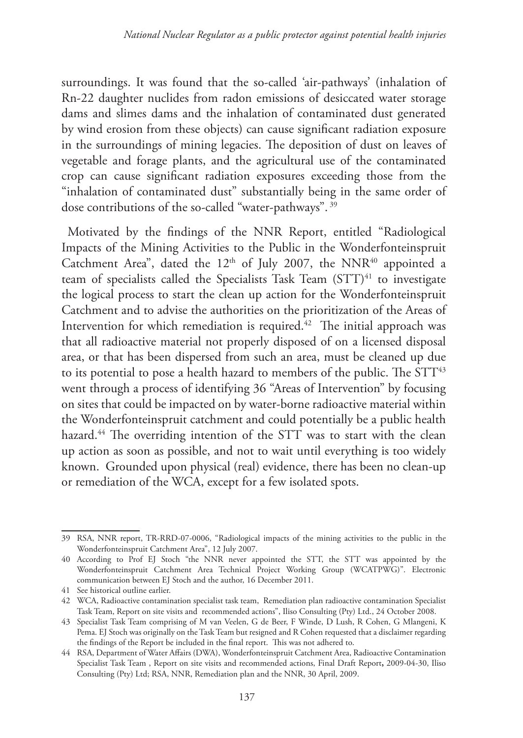surroundings. It was found that the so-called 'air-pathways' (inhalation of Rn-22 daughter nuclides from radon emissions of desiccated water storage dams and slimes dams and the inhalation of contaminated dust generated by wind erosion from these objects) can cause significant radiation exposure in the surroundings of mining legacies. The deposition of dust on leaves of vegetable and forage plants, and the agricultural use of the contaminated crop can cause significant radiation exposures exceeding those from the "inhalation of contaminated dust" substantially being in the same order of dose contributions of the so-called "water-pathways". [39]

Motivated by the findings of the NNR Report, entitled "Radiological Impacts of the Mining Activities to the Public in the Wonderfonteinspruit Catchment Area", dated the 12th of July 2007, the NNR[40] appointed a team of specialists called the Specialists Task Team (STT)[41] to investigate the logical process to start the clean up action for the Wonderfonteinspruit Catchment and to advise the authorities on the prioritization of the Areas of Intervention for which remediation is required.[42] The initial approach was that all radioactive material not properly disposed of on a licensed disposal area, or that has been dispersed from such an area, must be cleaned up due to its potential to pose a health hazard to members of the public. The STT[43] went through a process of identifying 36 "Areas of Intervention" by focusing on sites that could be impacted on by water-borne radioactive material within the Wonderfonteinspruit catchment and could potentially be a public health hazard.[44] The overriding intention of the STT was to start with the clean up action as soon as possible, and not to wait until everything is too widely known. Grounded upon physical (real) evidence, there has been no clean-up or remediation of the WCA, except for a few isolated spots.

---

39 RSA, NNR report, TR-RRD-07-0006, "Radiological impacts of the mining activities to the public in the Wonderfonteinspruit Catchment Area", 12 July 2007.

40 According to Prof EJ Stoch "the NNR never appointed the STT, the STT was appointed by the Wonderfonteinspruit Catchment Area Technical Project Working Group (WCATPWG)". Electronic communication between EJ Stoch and the author, 16 December 2011.

41 See historical outline earlier.

42 WCA, Radioactive contamination specialist task team, Remediation plan radioactive contamination Specialist Task Team, Report on site visits and recommended actions", Iliso Consulting (Pty) Ltd., 24 October 2008.

43 Specialist Task Team comprising of M van Veelen, G de Beer, F Winde, D Lush, R Cohen, G Mlangeni, K Pema. EJ Stoch was originally on the Task Team but resigned and R Cohen requested that a disclaimer regarding the findings of the Report be included in the final report. This was not adhered to.

44 RSA, Department of Water Affairs (DWA), Wonderfonteinspruit Catchment Area, Radioactive Contamination Specialist Task Team , Report on site visits and recommended actions, Final Draft Report**,** 2009-04-30, Iliso Consulting (Pty) Ltd; RSA, NNR, Remediation plan and the NNR, 30 April, 2009.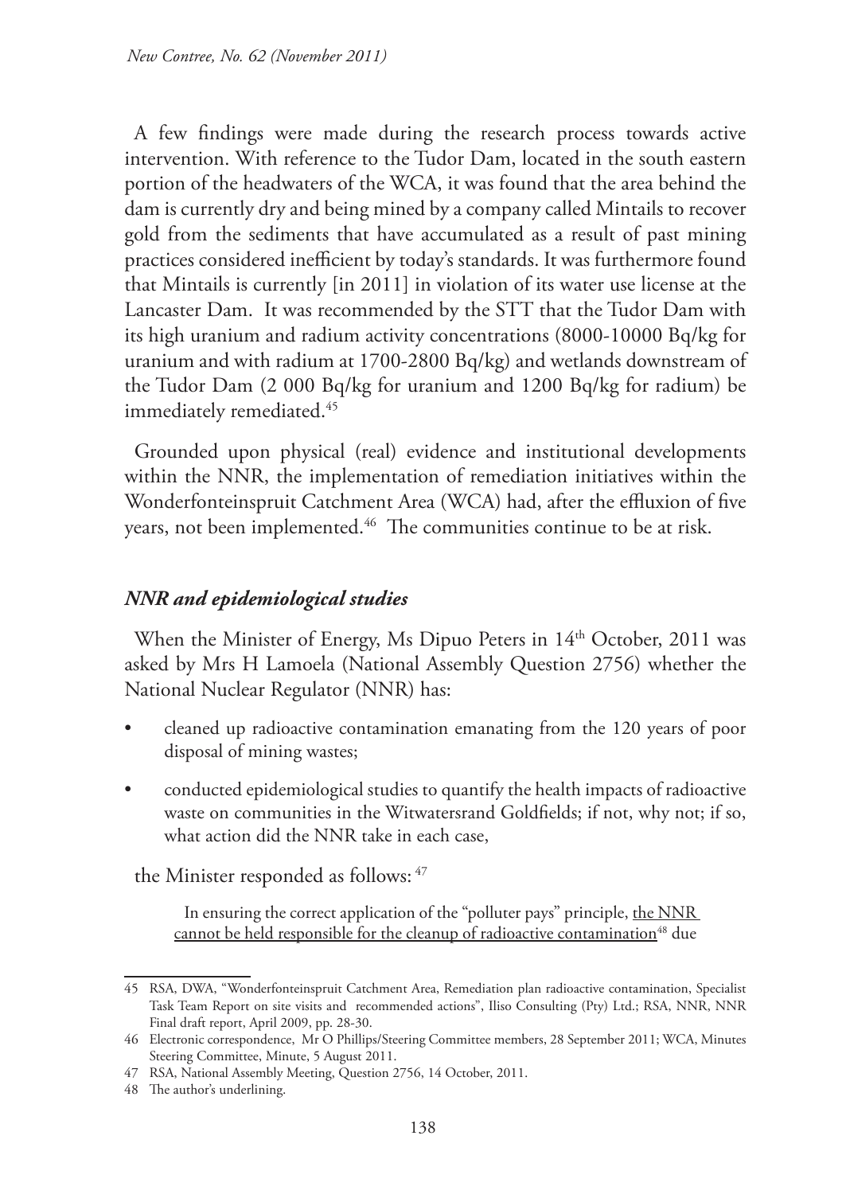A few findings were made during the research process towards active intervention. With reference to the Tudor Dam, located in the south eastern portion of the headwaters of the WCA, it was found that the area behind the dam is currently dry and being mined by a company called Mintails to recover gold from the sediments that have accumulated as a result of past mining practices considered inefficient by today's standards. It was furthermore found that Mintails is currently [in 2011] in violation of its water use license at the Lancaster Dam. It was recommended by the STT that the Tudor Dam with its high uranium and radium activity concentrations (8000-10000 Bq/kg for uranium and with radium at 1700-2800 Bq/kg) and wetlands downstream of the Tudor Dam (2 000 Bq/kg for uranium and 1200 Bq/kg for radium) be immediately remediated.[45]

Grounded upon physical (real) evidence and institutional developments within the NNR, the implementation of remediation initiatives within the Wonderfonteinspruit Catchment Area (WCA) had, after the effluxion of five years, not been implemented.[46] The communities continue to be at risk.

### *NNR and epidemiological studies*

When the Minister of Energy, Ms Dipuo Peters in 14th October, 2011 was asked by Mrs H Lamoela (National Assembly Question 2756) whether the National Nuclear Regulator (NNR) has:

- cleaned up radioactive contamination emanating from the 120 years of poor disposal of mining wastes;
- conducted epidemiological studies to quantify the health impacts of radioactive waste on communities in the Witwatersrand Goldfields; if not, why not; if so, what action did the NNR take in each case,

the Minister responded as follows: [47]

> In ensuring the correct application of the "polluter pays" principle, <u>the NNR cannot be held responsible for the cleanup of radioactive contamination</u>[48] due

---

45 RSA, DWA, "Wonderfonteinspruit Catchment Area, Remediation plan radioactive contamination, Specialist Task Team Report on site visits and recommended actions", Iliso Consulting (Pty) Ltd.; RSA, NNR, NNR Final draft report, April 2009, pp. 28-30.

46 Electronic correspondence, Mr O Phillips/Steering Committee members, 28 September 2011; WCA, Minutes Steering Committee, Minute, 5 August 2011.

47 RSA, National Assembly Meeting, Question 2756, 14 October, 2011.

48 The author's underlining.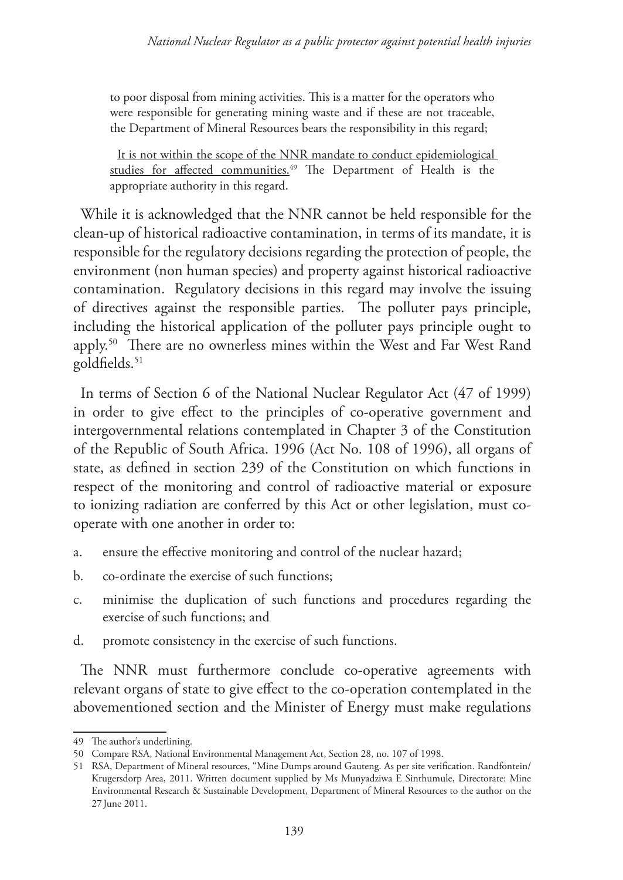to poor disposal from mining activities. This is a matter for the operators who were responsible for generating mining waste and if these are not traceable, the Department of Mineral Resources bears the responsibility in this regard;

<u>It is not within the scope of the NNR mandate to conduct epidemiological studies for affected communities.</u>[49] The Department of Health is the appropriate authority in this regard.

While it is acknowledged that the NNR cannot be held responsible for the clean-up of historical radioactive contamination, in terms of its mandate, it is responsible for the regulatory decisions regarding the protection of people, the environment (non human species) and property against historical radioactive contamination. Regulatory decisions in this regard may involve the issuing of directives against the responsible parties. The polluter pays principle, including the historical application of the polluter pays principle ought to apply.[50] There are no ownerless mines within the West and Far West Rand goldfields.[51]

In terms of Section 6 of the National Nuclear Regulator Act (47 of 1999) in order to give effect to the principles of co-operative government and intergovernmental relations contemplated in Chapter 3 of the Constitution of the Republic of South Africa. 1996 (Act No. 108 of 1996), all organs of state, as defined in section 239 of the Constitution on which functions in respect of the monitoring and control of radioactive material or exposure to ionizing radiation are conferred by this Act or other legislation, must co-operate with one another in order to:

a. ensure the effective monitoring and control of the nuclear hazard;
b. co-ordinate the exercise of such functions;
c. minimise the duplication of such functions and procedures regarding the exercise of such functions; and
d. promote consistency in the exercise of such functions.

The NNR must furthermore conclude co-operative agreements with relevant organs of state to give effect to the co-operation contemplated in the abovementioned section and the Minister of Energy must make regulations

---

49 The author's underlining.

50 Compare RSA, National Environmental Management Act, Section 28, no. 107 of 1998.

51 RSA, Department of Mineral resources, "Mine Dumps around Gauteng. As per site verification. Randfontein/ Krugersdorp Area, 2011. Written document supplied by Ms Munyadziwa E Sinthumule, Directorate: Mine Environmental Research & Sustainable Development, Department of Mineral Resources to the author on the 27 June 2011.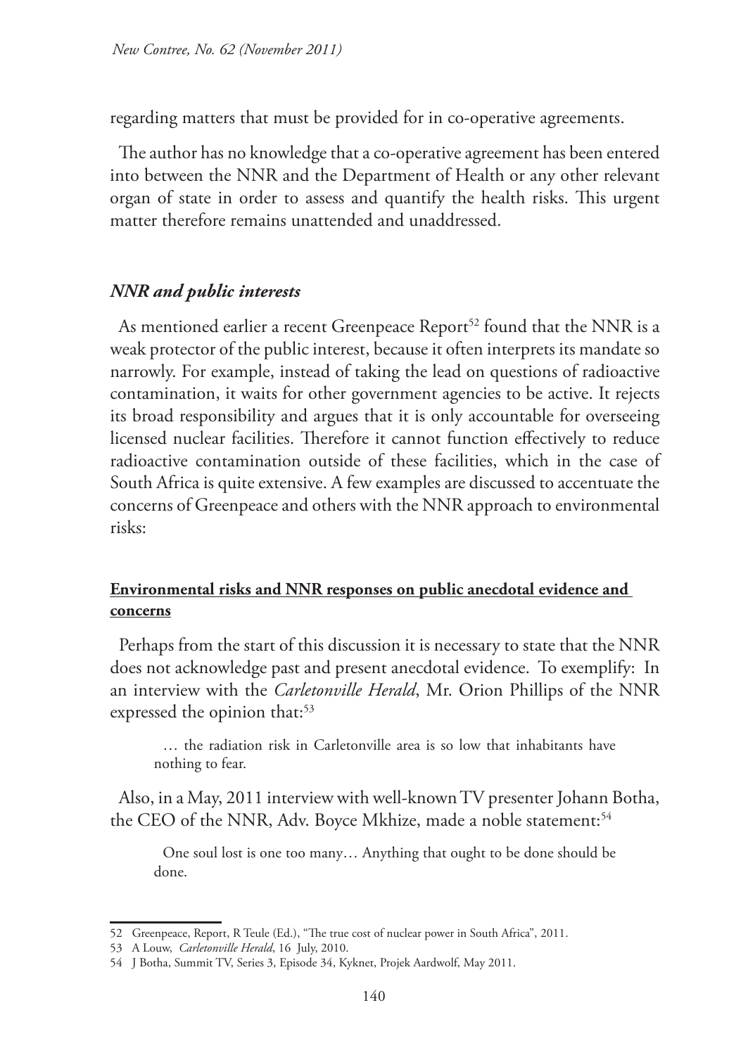regarding matters that must be provided for in co-operative agreements.

The author has no knowledge that a co-operative agreement has been entered into between the NNR and the Department of Health or any other relevant organ of state in order to assess and quantify the health risks. This urgent matter therefore remains unattended and unaddressed.

### *NNR and public interests*

As mentioned earlier a recent Greenpeace Report[52] found that the NNR is a weak protector of the public interest, because it often interprets its mandate so narrowly. For example, instead of taking the lead on questions of radioactive contamination, it waits for other government agencies to be active. It rejects its broad responsibility and argues that it is only accountable for overseeing licensed nuclear facilities. Therefore it cannot function effectively to reduce radioactive contamination outside of these facilities, which in the case of South Africa is quite extensive. A few examples are discussed to accentuate the concerns of Greenpeace and others with the NNR approach to environmental risks:

#### **Environmental risks and NNR responses on public anecdotal evidence and concerns**

Perhaps from the start of this discussion it is necessary to state that the NNR does not acknowledge past and present anecdotal evidence. To exemplify: In an interview with the *Carletonville Herald*, Mr. Orion Phillips of the NNR expressed the opinion that:[53]

> … the radiation risk in Carletonville area is so low that inhabitants have nothing to fear.

Also, in a May, 2011 interview with well-known TV presenter Johann Botha, the CEO of the NNR, Adv. Boyce Mkhize, made a noble statement:[54]

> One soul lost is one too many… Anything that ought to be done should be done.

---

52 Greenpeace, Report, R Teule (Ed.), "The true cost of nuclear power in South Africa", 2011.

53 A Louw, *Carletonville Herald*, 16 July, 2010.

54 J Botha, Summit TV, Series 3, Episode 34, Kyknet, Projek Aardwolf, May 2011.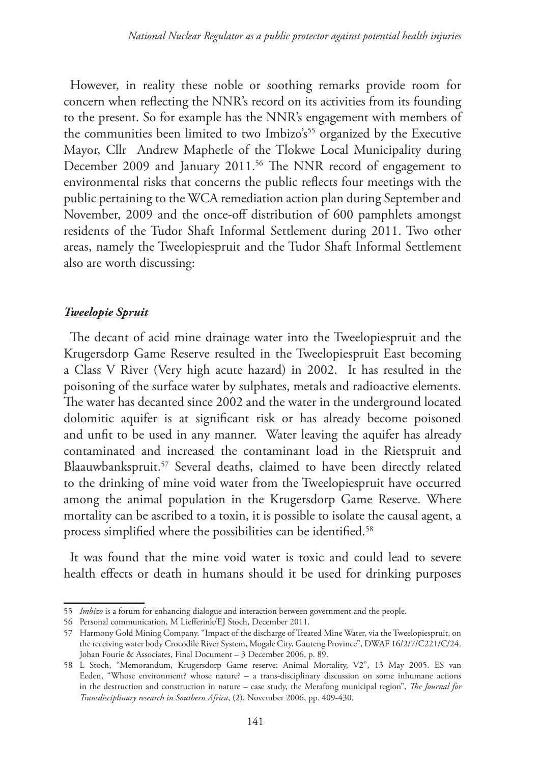However, in reality these noble or soothing remarks provide room for concern when reflecting the NNR's record on its activities from its founding to the present. So for example has the NNR's engagement with members of the communities been limited to two Imbizo's[55] organized by the Executive Mayor, Cllr Andrew Maphetle of the Tlokwe Local Municipality during December 2009 and January 2011.[56] The NNR record of engagement to environmental risks that concerns the public reflects four meetings with the public pertaining to the WCA remediation action plan during September and November, 2009 and the once-off distribution of 600 pamphlets amongst residents of the Tudor Shaft Informal Settlement during 2011. Two other areas, namely the Tweelopiespruit and the Tudor Shaft Informal Settlement also are worth discussing:

***Tweelopie Spruit***

The decant of acid mine drainage water into the Tweelopiespruit and the Krugersdorp Game Reserve resulted in the Tweelopiespruit East becoming a Class V River (Very high acute hazard) in 2002. It has resulted in the poisoning of the surface water by sulphates, metals and radioactive elements. The water has decanted since 2002 and the water in the underground located dolomitic aquifer is at significant risk or has already become poisoned and unfit to be used in any manner. Water leaving the aquifer has already contaminated and increased the contaminant load in the Rietspruit and Blaauwbankspruit.[57] Several deaths, claimed to have been directly related to the drinking of mine void water from the Tweelopiespruit have occurred among the animal population in the Krugersdorp Game Reserve. Where mortality can be ascribed to a toxin, it is possible to isolate the causal agent, a process simplified where the possibilities can be identified.[58]

It was found that the mine void water is toxic and could lead to severe health effects or death in humans should it be used for drinking purposes

---

55 *Imbizo* is a forum for enhancing dialogue and interaction between government and the people.

56 Personal communication, M Liefferink/EJ Stoch, December 2011.

57 Harmony Gold Mining Company. "Impact of the discharge of Treated Mine Water, via the Tweelopiespruit, on the receiving water body Crocodile River System, Mogale City, Gauteng Province", DWAF 16/2/7/C221/C/24. Johan Fourie & Associates, Final Document – 3 December 2006, p. 89.

58 L Stoch, "Memorandum, Krugersdorp Game reserve: Animal Mortality, V2", 13 May 2005. ES van Eeden, "Whose environment? whose nature? – a trans-disciplinary discussion on some inhumane actions in the destruction and construction in nature – case study, the Merafong municipal region", *The Journal for Transdisciplinary research in Southern Africa*, (2), November 2006, pp. 409-430.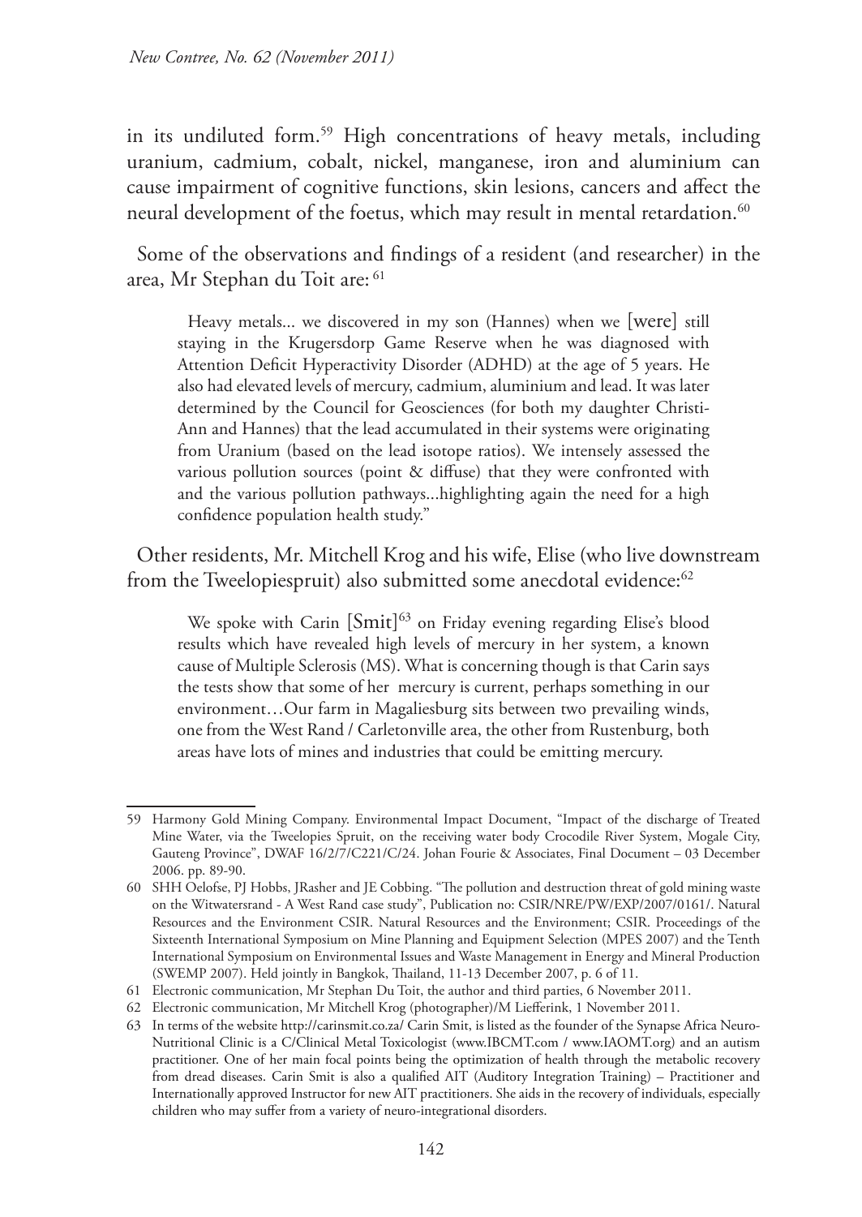in its undiluted form.[59] High concentrations of heavy metals, including uranium, cadmium, cobalt, nickel, manganese, iron and aluminium can cause impairment of cognitive functions, skin lesions, cancers and affect the neural development of the foetus, which may result in mental retardation.[60]

Some of the observations and findings of a resident (and researcher) in the area, Mr Stephan du Toit are: [61]

> Heavy metals... we discovered in my son (Hannes) when we [were] still staying in the Krugersdorp Game Reserve when he was diagnosed with Attention Deficit Hyperactivity Disorder (ADHD) at the age of 5 years. He also had elevated levels of mercury, cadmium, aluminium and lead. It was later determined by the Council for Geosciences (for both my daughter Christi-Ann and Hannes) that the lead accumulated in their systems were originating from Uranium (based on the lead isotope ratios). We intensely assessed the various pollution sources (point & diffuse) that they were confronted with and the various pollution pathways...highlighting again the need for a high confidence population health study."

Other residents, Mr. Mitchell Krog and his wife, Elise (who live downstream from the Tweelopiespruit) also submitted some anecdotal evidence:[62]

> We spoke with Carin [Smit][63] on Friday evening regarding Elise's blood results which have revealed high levels of mercury in her system, a known cause of Multiple Sclerosis (MS). What is concerning though is that Carin says the tests show that some of her mercury is current, perhaps something in our environment…Our farm in Magaliesburg sits between two prevailing winds, one from the West Rand / Carletonville area, the other from Rustenburg, both areas have lots of mines and industries that could be emitting mercury.

---

59 Harmony Gold Mining Company. Environmental Impact Document, "Impact of the discharge of Treated Mine Water, via the Tweelopies Spruit, on the receiving water body Crocodile River System, Mogale City, Gauteng Province", DWAF 16/2/7/C221/C/24. Johan Fourie & Associates, Final Document – 03 December 2006. pp. 89-90.

60 SHH Oelofse, PJ Hobbs, JRasher and JE Cobbing. "The pollution and destruction threat of gold mining waste on the Witwatersrand - A West Rand case study", Publication no: CSIR/NRE/PW/EXP/2007/0161/. Natural Resources and the Environment CSIR. Natural Resources and the Environment; CSIR. Proceedings of the Sixteenth International Symposium on Mine Planning and Equipment Selection (MPES 2007) and the Tenth International Symposium on Environmental Issues and Waste Management in Energy and Mineral Production (SWEMP 2007). Held jointly in Bangkok, Thailand, 11-13 December 2007, p. 6 of 11.

61 Electronic communication, Mr Stephan Du Toit, the author and third parties, 6 November 2011.

62 Electronic communication, Mr Mitchell Krog (photographer)/M Liefferink, 1 November 2011.

63 In terms of the website http://carinsmit.co.za/ Carin Smit, is listed as the founder of the Synapse Africa Neuro-Nutritional Clinic is a C/Clinical Metal Toxicologist (www.IBCMT.com / www.IAOMT.org) and an autism practitioner. One of her main focal points being the optimization of health through the metabolic recovery from dread diseases. Carin Smit is also a qualified AIT (Auditory Integration Training) – Practitioner and Internationally approved Instructor for new AIT practitioners. She aids in the recovery of individuals, especially children who may suffer from a variety of neuro-integrational disorders.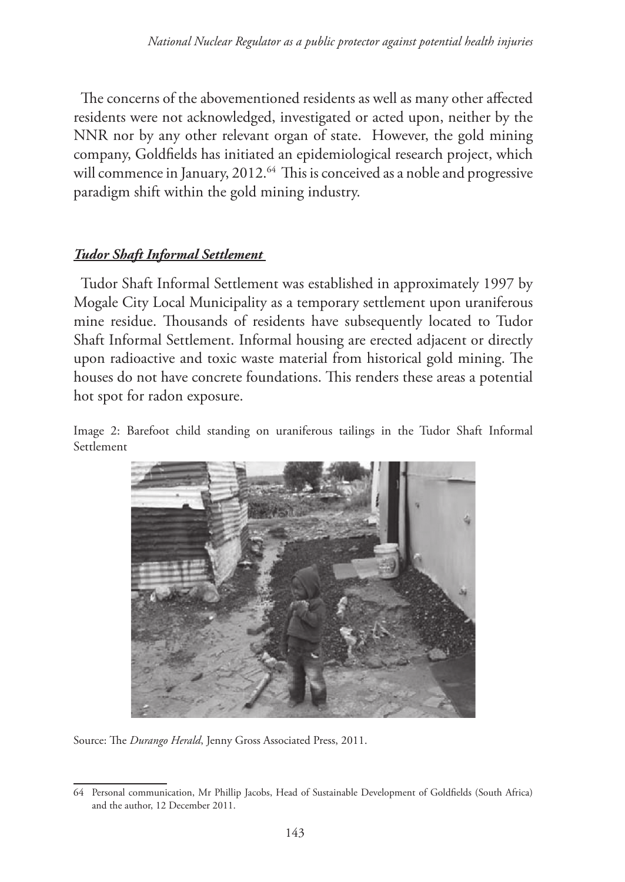The concerns of the abovementioned residents as well as many other affected residents were not acknowledged, investigated or acted upon, neither by the NNR nor by any other relevant organ of state. However, the gold mining company, Goldfields has initiated an epidemiological research project, which will commence in January, 2012.[64] This is conceived as a noble and progressive paradigm shift within the gold mining industry.

***Tudor Shaft Informal Settlement***

Tudor Shaft Informal Settlement was established in approximately 1997 by Mogale City Local Municipality as a temporary settlement upon uraniferous mine residue. Thousands of residents have subsequently located to Tudor Shaft Informal Settlement. Informal housing are erected adjacent or directly upon radioactive and toxic waste material from historical gold mining. The houses do not have concrete foundations. This renders these areas a potential hot spot for radon exposure.

Image 2: Barefoot child standing on uraniferous tailings in the Tudor Shaft Informal Settlement

Source: The *Durango Herald*, Jenny Gross Associated Press, 2011.

---

64 Personal communication, Mr Phillip Jacobs, Head of Sustainable Development of Goldfields (South Africa) and the author, 12 December 2011.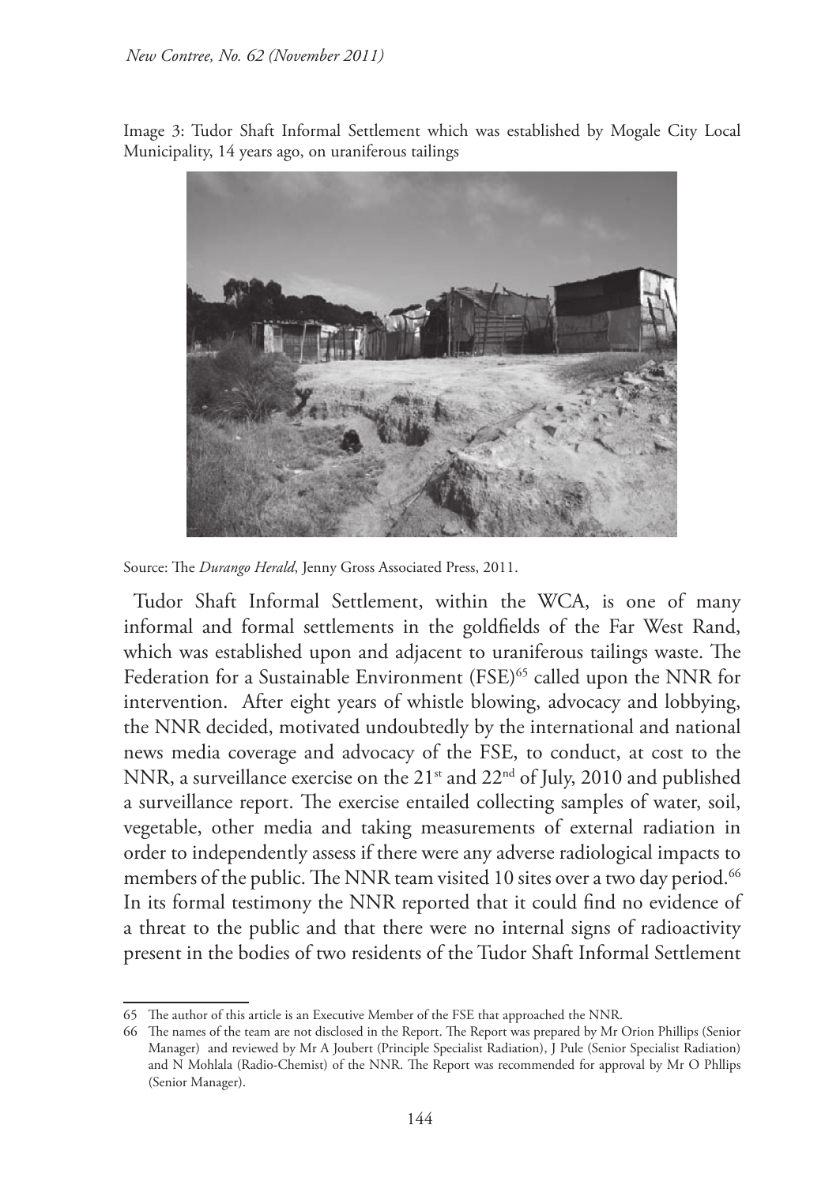Image 3: Tudor Shaft Informal Settlement which was established by Mogale City Local Municipality, 14 years ago, on uraniferous tailings

Source: The *Durango Herald*, Jenny Gross Associated Press, 2011.

Tudor Shaft Informal Settlement, within the WCA, is one of many informal and formal settlements in the goldfields of the Far West Rand, which was established upon and adjacent to uraniferous tailings waste. The Federation for a Sustainable Environment (FSE)[65] called upon the NNR for intervention. After eight years of whistle blowing, advocacy and lobbying, the NNR decided, motivated undoubtedly by the international and national news media coverage and advocacy of the FSE, to conduct, at cost to the NNR, a surveillance exercise on the 21st and 22nd of July, 2010 and published a surveillance report. The exercise entailed collecting samples of water, soil, vegetable, other media and taking measurements of external radiation in order to independently assess if there were any adverse radiological impacts to members of the public. The NNR team visited 10 sites over a two day period.[66] In its formal testimony the NNR reported that it could find no evidence of a threat to the public and that there were no internal signs of radioactivity present in the bodies of two residents of the Tudor Shaft Informal Settlement

---

65 The author of this article is an Executive Member of the FSE that approached the NNR.

66 The names of the team are not disclosed in the Report. The Report was prepared by Mr Orion Phillips (Senior Manager) and reviewed by Mr A Joubert (Principle Specialist Radiation), J Pule (Senior Specialist Radiation) and N Mohlala (Radio-Chemist) of the NNR. The Report was recommended for approval by Mr O Phllips (Senior Manager).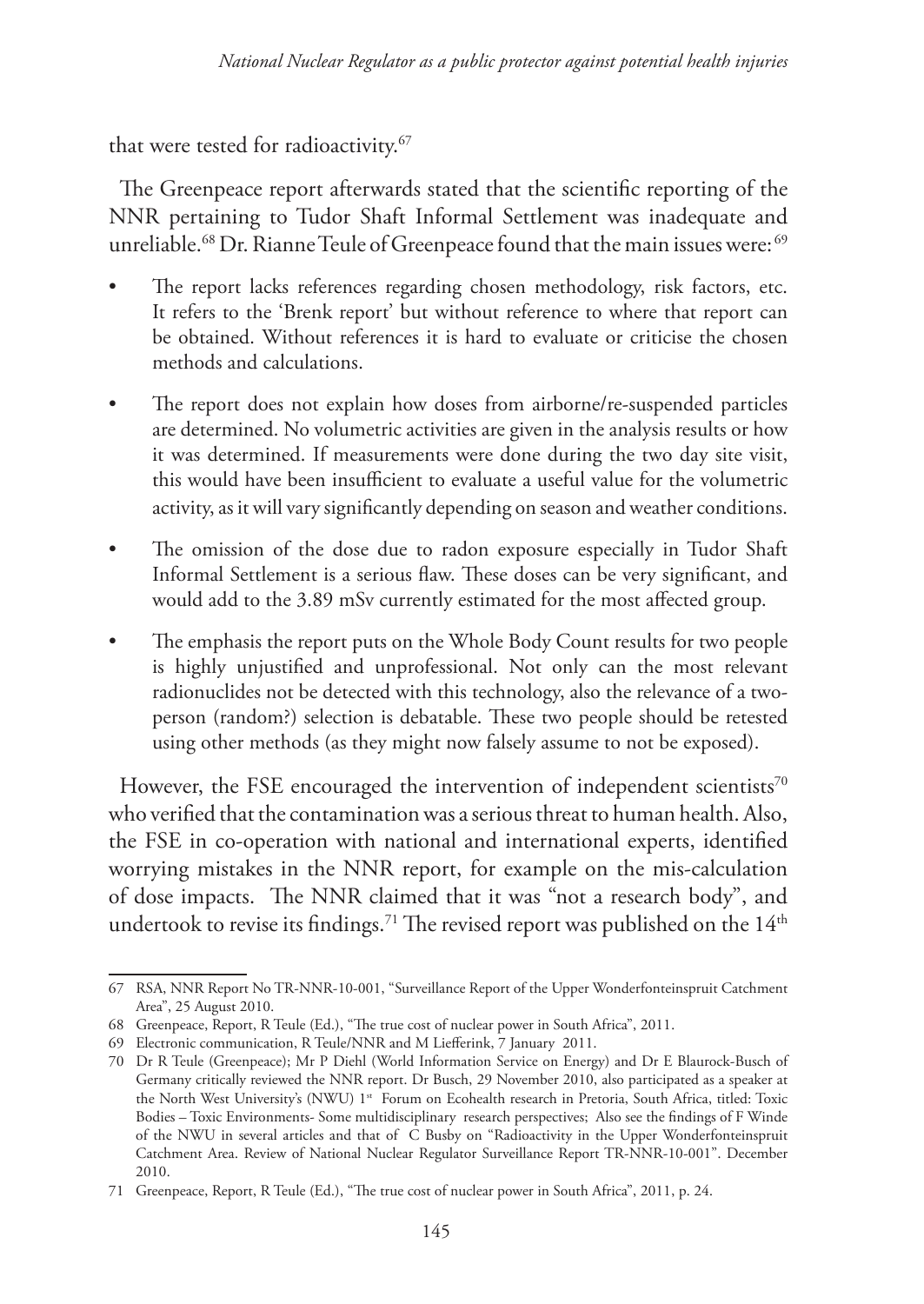that were tested for radioactivity.[67]

The Greenpeace report afterwards stated that the scientific reporting of the NNR pertaining to Tudor Shaft Informal Settlement was inadequate and unreliable.[68] Dr. Rianne Teule of Greenpeace found that the main issues were: [69]

- The report lacks references regarding chosen methodology, risk factors, etc. It refers to the 'Brenk report' but without reference to where that report can be obtained. Without references it is hard to evaluate or criticise the chosen methods and calculations.
- The report does not explain how doses from airborne/re-suspended particles are determined. No volumetric activities are given in the analysis results or how it was determined. If measurements were done during the two day site visit, this would have been insufficient to evaluate a useful value for the volumetric activity, as it will vary significantly depending on season and weather conditions.
- The omission of the dose due to radon exposure especially in Tudor Shaft Informal Settlement is a serious flaw. These doses can be very significant, and would add to the 3.89 mSv currently estimated for the most affected group.
- The emphasis the report puts on the Whole Body Count results for two people is highly unjustified and unprofessional. Not only can the most relevant radionuclides not be detected with this technology, also the relevance of a two-person (random?) selection is debatable. These two people should be retested using other methods (as they might now falsely assume to not be exposed).

However, the FSE encouraged the intervention of independent scientists[70] who verified that the contamination was a serious threat to human health. Also, the FSE in co-operation with national and international experts, identified worrying mistakes in the NNR report, for example on the mis-calculation of dose impacts. The NNR claimed that it was "not a research body", and undertook to revise its findings.[71] The revised report was published on the 14th

---

67 RSA, NNR Report No TR-NNR-10-001, "Surveillance Report of the Upper Wonderfonteinspruit Catchment Area", 25 August 2010.

68 Greenpeace, Report, R Teule (Ed.), "The true cost of nuclear power in South Africa", 2011.

69 Electronic communication, R Teule/NNR and M Liefferink, 7 January 2011.

70 Dr R Teule (Greenpeace); Mr P Diehl (World Information Service on Energy) and Dr E Blaurock-Busch of Germany critically reviewed the NNR report. Dr Busch, 29 November 2010, also participated as a speaker at the North West University's (NWU) 1st Forum on Ecohealth research in Pretoria, South Africa, titled: Toxic Bodies – Toxic Environments- Some multidisciplinary research perspectives; Also see the findings of F Winde of the NWU in several articles and that of C Busby on "Radioactivity in the Upper Wonderfonteinspruit Catchment Area. Review of National Nuclear Regulator Surveillance Report TR-NNR-10-001". December 2010.

71 Greenpeace, Report, R Teule (Ed.), "The true cost of nuclear power in South Africa", 2011, p. 24.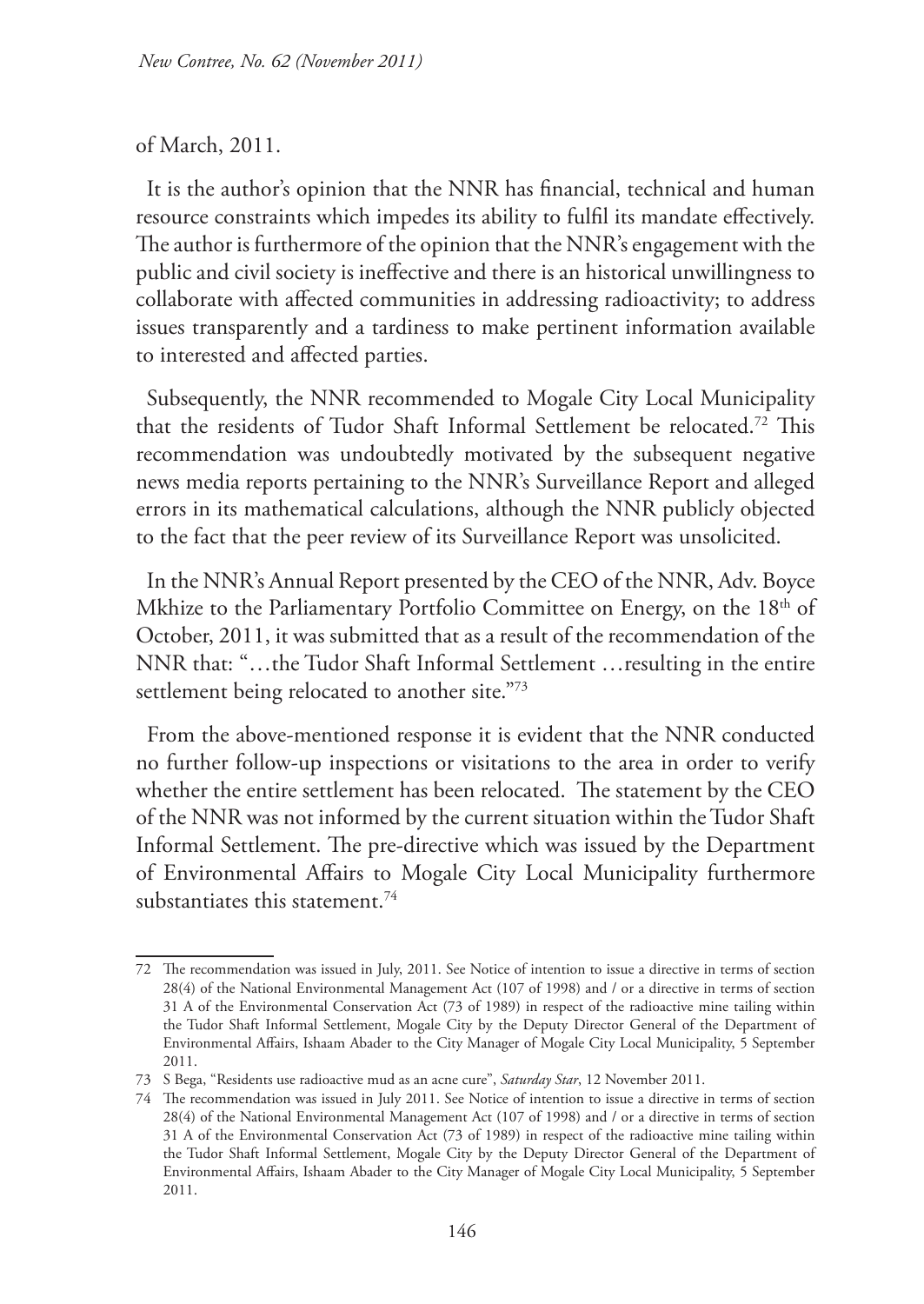of March, 2011.

It is the author's opinion that the NNR has financial, technical and human resource constraints which impedes its ability to fulfil its mandate effectively. The author is furthermore of the opinion that the NNR's engagement with the public and civil society is ineffective and there is an historical unwillingness to collaborate with affected communities in addressing radioactivity; to address issues transparently and a tardiness to make pertinent information available to interested and affected parties.

Subsequently, the NNR recommended to Mogale City Local Municipality that the residents of Tudor Shaft Informal Settlement be relocated.[72] This recommendation was undoubtedly motivated by the subsequent negative news media reports pertaining to the NNR's Surveillance Report and alleged errors in its mathematical calculations, although the NNR publicly objected to the fact that the peer review of its Surveillance Report was unsolicited.

In the NNR's Annual Report presented by the CEO of the NNR, Adv. Boyce Mkhize to the Parliamentary Portfolio Committee on Energy, on the 18th of October, 2011, it was submitted that as a result of the recommendation of the NNR that: "…the Tudor Shaft Informal Settlement …resulting in the entire settlement being relocated to another site."[73]

From the above-mentioned response it is evident that the NNR conducted no further follow-up inspections or visitations to the area in order to verify whether the entire settlement has been relocated. The statement by the CEO of the NNR was not informed by the current situation within the Tudor Shaft Informal Settlement. The pre-directive which was issued by the Department of Environmental Affairs to Mogale City Local Municipality furthermore substantiates this statement.[74]

---

72 The recommendation was issued in July, 2011. See Notice of intention to issue a directive in terms of section 28(4) of the National Environmental Management Act (107 of 1998) and / or a directive in terms of section 31 A of the Environmental Conservation Act (73 of 1989) in respect of the radioactive mine tailing within the Tudor Shaft Informal Settlement, Mogale City by the Deputy Director General of the Department of Environmental Affairs, Ishaam Abader to the City Manager of Mogale City Local Municipality, 5 September 2011.

73 S Bega, "Residents use radioactive mud as an acne cure", *Saturday Star*, 12 November 2011.

74 The recommendation was issued in July 2011. See Notice of intention to issue a directive in terms of section 28(4) of the National Environmental Management Act (107 of 1998) and / or a directive in terms of section 31 A of the Environmental Conservation Act (73 of 1989) in respect of the radioactive mine tailing within the Tudor Shaft Informal Settlement, Mogale City by the Deputy Director General of the Department of Environmental Affairs, Ishaam Abader to the City Manager of Mogale City Local Municipality, 5 September 2011.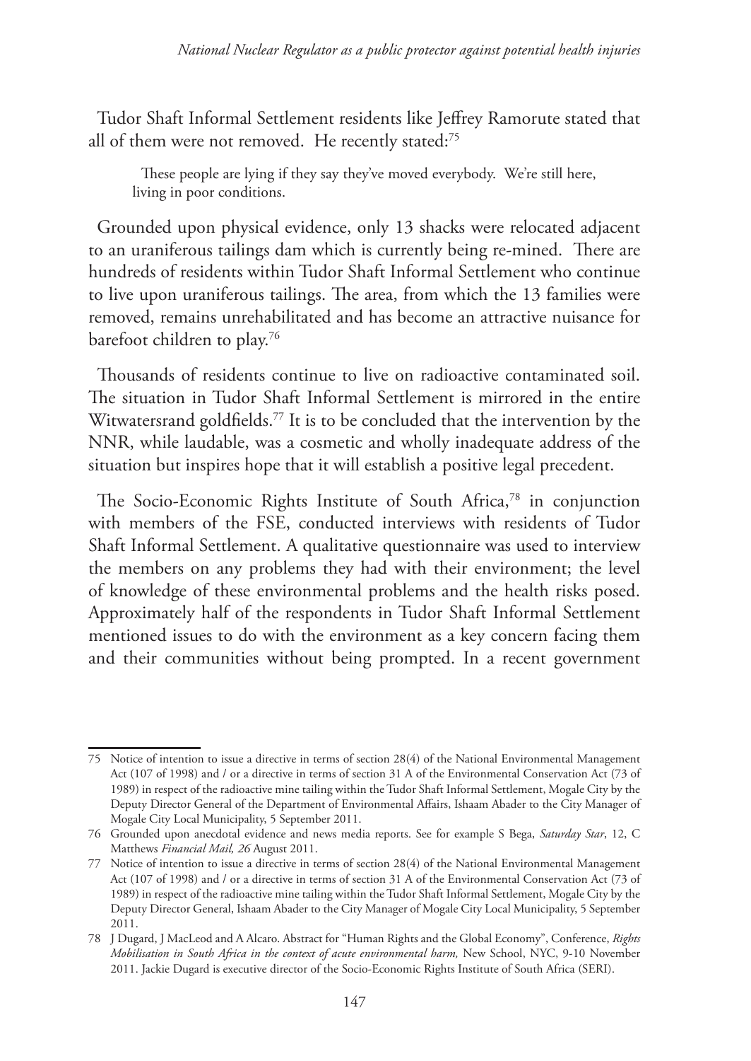Tudor Shaft Informal Settlement residents like Jeffrey Ramorute stated that all of them were not removed. He recently stated:[75]

> These people are lying if they say they've moved everybody. We're still here, living in poor conditions.

Grounded upon physical evidence, only 13 shacks were relocated adjacent to an uraniferous tailings dam which is currently being re-mined. There are hundreds of residents within Tudor Shaft Informal Settlement who continue to live upon uraniferous tailings. The area, from which the 13 families were removed, remains unrehabilitated and has become an attractive nuisance for barefoot children to play.[76]

Thousands of residents continue to live on radioactive contaminated soil. The situation in Tudor Shaft Informal Settlement is mirrored in the entire Witwatersrand goldfields.[77] It is to be concluded that the intervention by the NNR, while laudable, was a cosmetic and wholly inadequate address of the situation but inspires hope that it will establish a positive legal precedent.

The Socio-Economic Rights Institute of South Africa,[78] in conjunction with members of the FSE, conducted interviews with residents of Tudor Shaft Informal Settlement. A qualitative questionnaire was used to interview the members on any problems they had with their environment; the level of knowledge of these environmental problems and the health risks posed. Approximately half of the respondents in Tudor Shaft Informal Settlement mentioned issues to do with the environment as a key concern facing them and their communities without being prompted. In a recent government

---

75 Notice of intention to issue a directive in terms of section 28(4) of the National Environmental Management Act (107 of 1998) and / or a directive in terms of section 31 A of the Environmental Conservation Act (73 of 1989) in respect of the radioactive mine tailing within the Tudor Shaft Informal Settlement, Mogale City by the Deputy Director General of the Department of Environmental Affairs, Ishaam Abader to the City Manager of Mogale City Local Municipality, 5 September 2011.

76 Grounded upon anecdotal evidence and news media reports. See for example S Bega, *Saturday Star*, 12, C Matthews *Financial Mail, 26* August 2011.

77 Notice of intention to issue a directive in terms of section 28(4) of the National Environmental Management Act (107 of 1998) and / or a directive in terms of section 31 A of the Environmental Conservation Act (73 of 1989) in respect of the radioactive mine tailing within the Tudor Shaft Informal Settlement, Mogale City by the Deputy Director General, Ishaam Abader to the City Manager of Mogale City Local Municipality, 5 September 2011.

78 J Dugard, J MacLeod and A Alcaro. Abstract for "Human Rights and the Global Economy", Conference, *Rights Mobilisation in South Africa in the context of acute environmental harm,* New School, NYC, 9-10 November 2011. Jackie Dugard is executive director of the Socio-Economic Rights Institute of South Africa (SERI).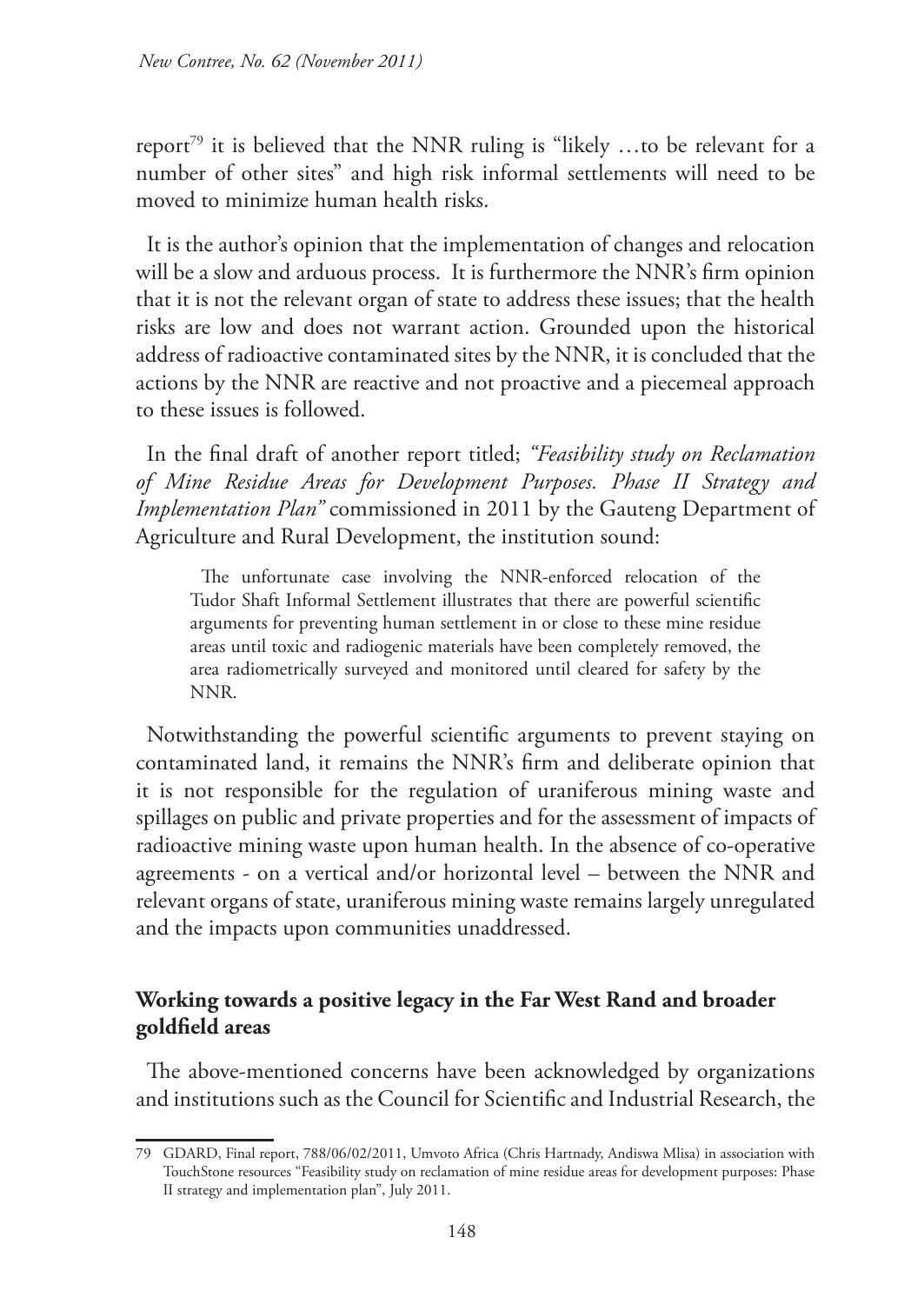report[79] it is believed that the NNR ruling is "likely …to be relevant for a number of other sites" and high risk informal settlements will need to be moved to minimize human health risks.

It is the author's opinion that the implementation of changes and relocation will be a slow and arduous process. It is furthermore the NNR's firm opinion that it is not the relevant organ of state to address these issues; that the health risks are low and does not warrant action. Grounded upon the historical address of radioactive contaminated sites by the NNR, it is concluded that the actions by the NNR are reactive and not proactive and a piecemeal approach to these issues is followed.

In the final draft of another report titled; *"Feasibility study on Reclamation of Mine Residue Areas for Development Purposes. Phase II Strategy and Implementation Plan"* commissioned in 2011 by the Gauteng Department of Agriculture and Rural Development, the institution sound:

> The unfortunate case involving the NNR-enforced relocation of the Tudor Shaft Informal Settlement illustrates that there are powerful scientific arguments for preventing human settlement in or close to these mine residue areas until toxic and radiogenic materials have been completely removed, the area radiometrically surveyed and monitored until cleared for safety by the NNR.

Notwithstanding the powerful scientific arguments to prevent staying on contaminated land, it remains the NNR's firm and deliberate opinion that it is not responsible for the regulation of uraniferous mining waste and spillages on public and private properties and for the assessment of impacts of radioactive mining waste upon human health. In the absence of co-operative agreements - on a vertical and/or horizontal level – between the NNR and relevant organs of state, uraniferous mining waste remains largely unregulated and the impacts upon communities unaddressed.

## Working towards a positive legacy in the Far West Rand and broader goldfield areas

The above-mentioned concerns have been acknowledged by organizations and institutions such as the Council for Scientific and Industrial Research, the

---

79 GDARD, Final report, 788/06/02/2011, Umvoto Africa (Chris Hartnady, Andiswa Mlisa) in association with TouchStone resources "Feasibility study on reclamation of mine residue areas for development purposes: Phase II strategy and implementation plan", July 2011.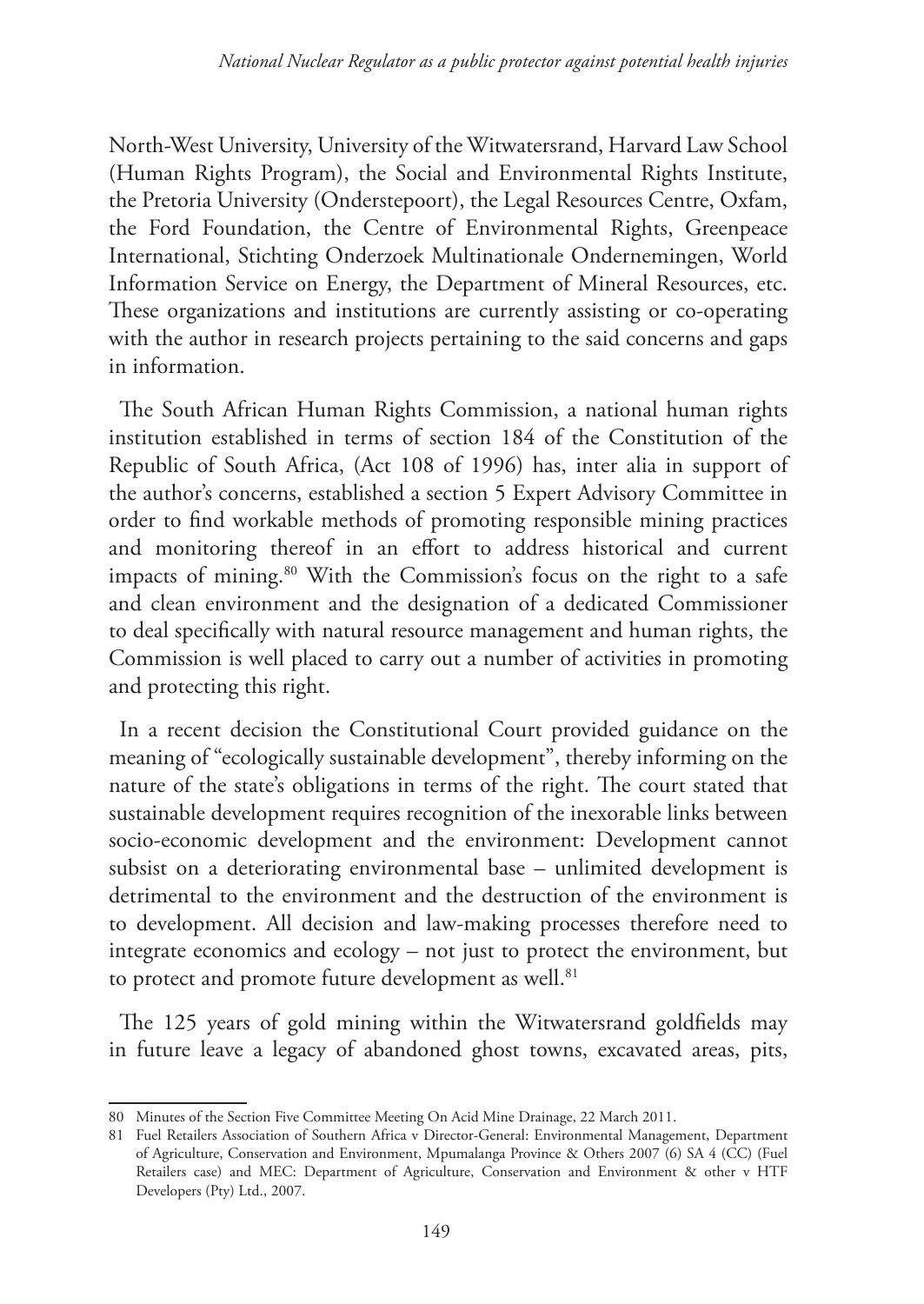North-West University, University of the Witwatersrand, Harvard Law School (Human Rights Program), the Social and Environmental Rights Institute, the Pretoria University (Onderstepoort), the Legal Resources Centre, Oxfam, the Ford Foundation, the Centre of Environmental Rights, Greenpeace International, Stichting Onderzoek Multinationale Ondernemingen, World Information Service on Energy, the Department of Mineral Resources, etc. These organizations and institutions are currently assisting or co-operating with the author in research projects pertaining to the said concerns and gaps in information.

The South African Human Rights Commission, a national human rights institution established in terms of section 184 of the Constitution of the Republic of South Africa, (Act 108 of 1996) has, inter alia in support of the author's concerns, established a section 5 Expert Advisory Committee in order to find workable methods of promoting responsible mining practices and monitoring thereof in an effort to address historical and current impacts of mining.[80] With the Commission's focus on the right to a safe and clean environment and the designation of a dedicated Commissioner to deal specifically with natural resource management and human rights, the Commission is well placed to carry out a number of activities in promoting and protecting this right.

In a recent decision the Constitutional Court provided guidance on the meaning of "ecologically sustainable development", thereby informing on the nature of the state's obligations in terms of the right. The court stated that sustainable development requires recognition of the inexorable links between socio-economic development and the environment: Development cannot subsist on a deteriorating environmental base – unlimited development is detrimental to the environment and the destruction of the environment is to development. All decision and law-making processes therefore need to integrate economics and ecology – not just to protect the environment, but to protect and promote future development as well.[81]

The 125 years of gold mining within the Witwatersrand goldfields may in future leave a legacy of abandoned ghost towns, excavated areas, pits,

---

80 Minutes of the Section Five Committee Meeting On Acid Mine Drainage, 22 March 2011.

81 Fuel Retailers Association of Southern Africa v Director-General: Environmental Management, Department of Agriculture, Conservation and Environment, Mpumalanga Province & Others 2007 (6) SA 4 (CC) (Fuel Retailers case) and MEC: Department of Agriculture, Conservation and Environment & other v HTF Developers (Pty) Ltd., 2007.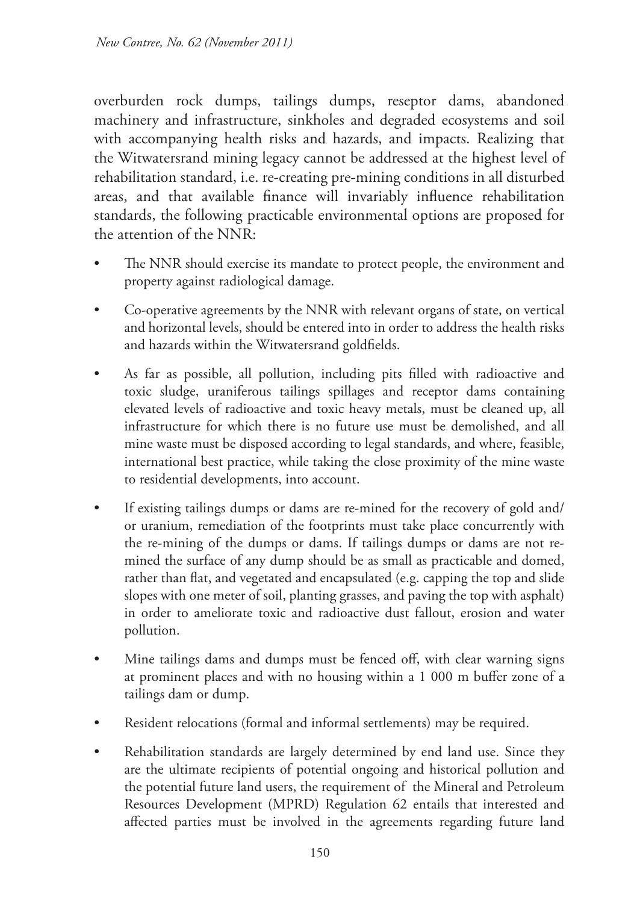overburden rock dumps, tailings dumps, reseptor dams, abandoned machinery and infrastructure, sinkholes and degraded ecosystems and soil with accompanying health risks and hazards, and impacts. Realizing that the Witwatersrand mining legacy cannot be addressed at the highest level of rehabilitation standard, i.e. re-creating pre-mining conditions in all disturbed areas, and that available finance will invariably influence rehabilitation standards, the following practicable environmental options are proposed for the attention of the NNR:

- The NNR should exercise its mandate to protect people, the environment and property against radiological damage.
- Co-operative agreements by the NNR with relevant organs of state, on vertical and horizontal levels, should be entered into in order to address the health risks and hazards within the Witwatersrand goldfields.
- As far as possible, all pollution, including pits filled with radioactive and toxic sludge, uraniferous tailings spillages and receptor dams containing elevated levels of radioactive and toxic heavy metals, must be cleaned up, all infrastructure for which there is no future use must be demolished, and all mine waste must be disposed according to legal standards, and where, feasible, international best practice, while taking the close proximity of the mine waste to residential developments, into account.
- If existing tailings dumps or dams are re-mined for the recovery of gold and/ or uranium, remediation of the footprints must take place concurrently with the re-mining of the dumps or dams. If tailings dumps or dams are not re-mined the surface of any dump should be as small as practicable and domed, rather than flat, and vegetated and encapsulated (e.g. capping the top and slide slopes with one meter of soil, planting grasses, and paving the top with asphalt) in order to ameliorate toxic and radioactive dust fallout, erosion and water pollution.
- Mine tailings dams and dumps must be fenced off, with clear warning signs at prominent places and with no housing within a 1 000 m buffer zone of a tailings dam or dump.
- Resident relocations (formal and informal settlements) may be required.
- Rehabilitation standards are largely determined by end land use. Since they are the ultimate recipients of potential ongoing and historical pollution and the potential future land users, the requirement of the Mineral and Petroleum Resources Development (MPRD) Regulation 62 entails that interested and affected parties must be involved in the agreements regarding future land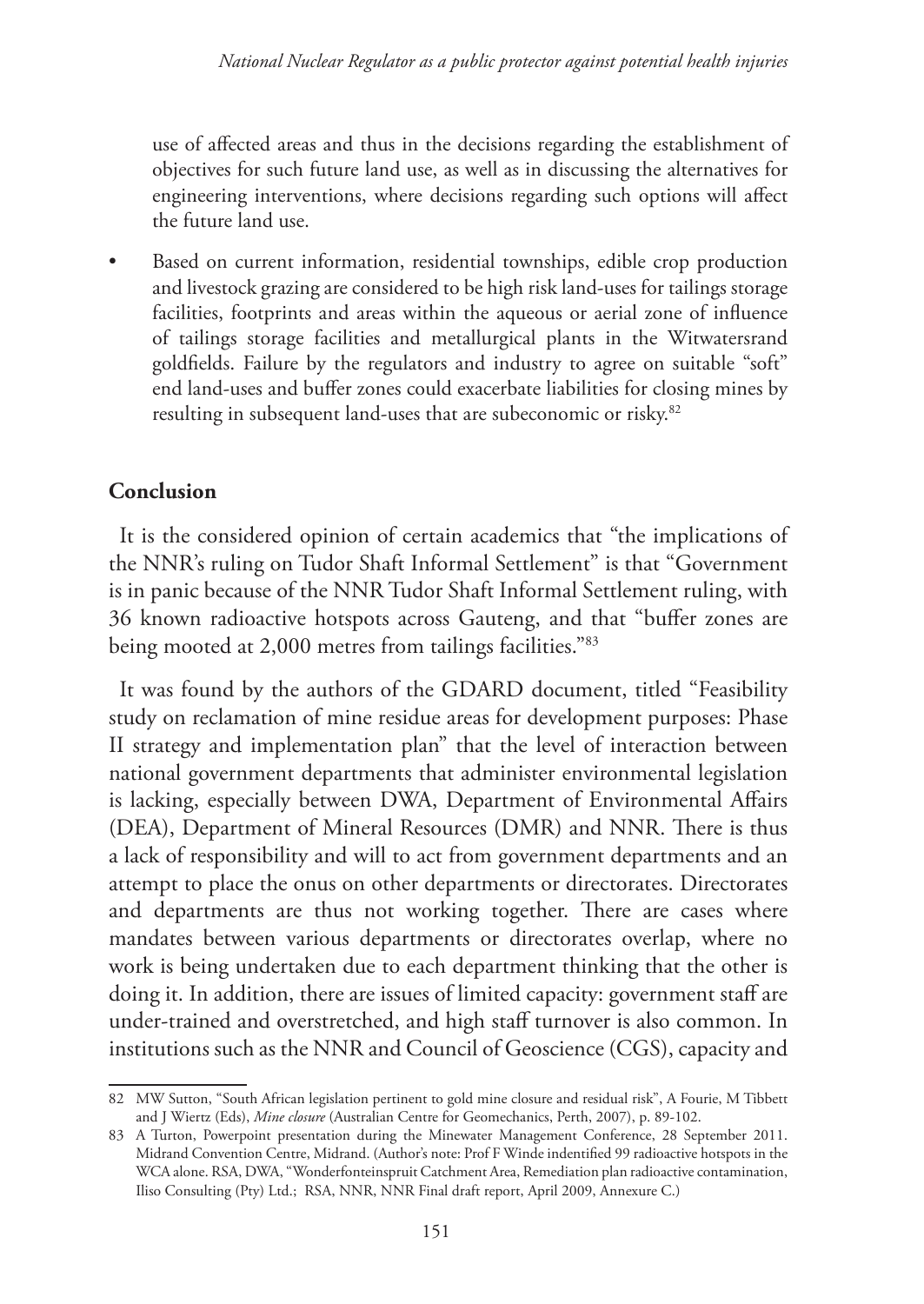use of affected areas and thus in the decisions regarding the establishment of objectives for such future land use, as well as in discussing the alternatives for engineering interventions, where decisions regarding such options will affect the future land use.

- Based on current information, residential townships, edible crop production and livestock grazing are considered to be high risk land-uses for tailings storage facilities, footprints and areas within the aqueous or aerial zone of influence of tailings storage facilities and metallurgical plants in the Witwatersrand goldfields. Failure by the regulators and industry to agree on suitable "soft" end land-uses and buffer zones could exacerbate liabilities for closing mines by resulting in subsequent land-uses that are subeconomic or risky.[82]

## Conclusion

It is the considered opinion of certain academics that "the implications of the NNR's ruling on Tudor Shaft Informal Settlement" is that "Government is in panic because of the NNR Tudor Shaft Informal Settlement ruling, with 36 known radioactive hotspots across Gauteng, and that "buffer zones are being mooted at 2,000 metres from tailings facilities."[83]

It was found by the authors of the GDARD document, titled "Feasibility study on reclamation of mine residue areas for development purposes: Phase II strategy and implementation plan" that the level of interaction between national government departments that administer environmental legislation is lacking, especially between DWA, Department of Environmental Affairs (DEA), Department of Mineral Resources (DMR) and NNR. There is thus a lack of responsibility and will to act from government departments and an attempt to place the onus on other departments or directorates. Directorates and departments are thus not working together. There are cases where mandates between various departments or directorates overlap, where no work is being undertaken due to each department thinking that the other is doing it. In addition, there are issues of limited capacity: government staff are under-trained and overstretched, and high staff turnover is also common. In institutions such as the NNR and Council of Geoscience (CGS), capacity and

---

82 MW Sutton, "South African legislation pertinent to gold mine closure and residual risk", A Fourie, M Tibbett and J Wiertz (Eds), *Mine closure* (Australian Centre for Geomechanics, Perth, 2007), p. 89-102.

83 A Turton, Powerpoint presentation during the Minewater Management Conference, 28 September 2011. Midrand Convention Centre, Midrand. (Author's note: Prof F Winde indentified 99 radioactive hotspots in the WCA alone. RSA, DWA, "Wonderfonteinspruit Catchment Area, Remediation plan radioactive contamination, Iliso Consulting (Pty) Ltd.; RSA, NNR, NNR Final draft report, April 2009, Annexure C.)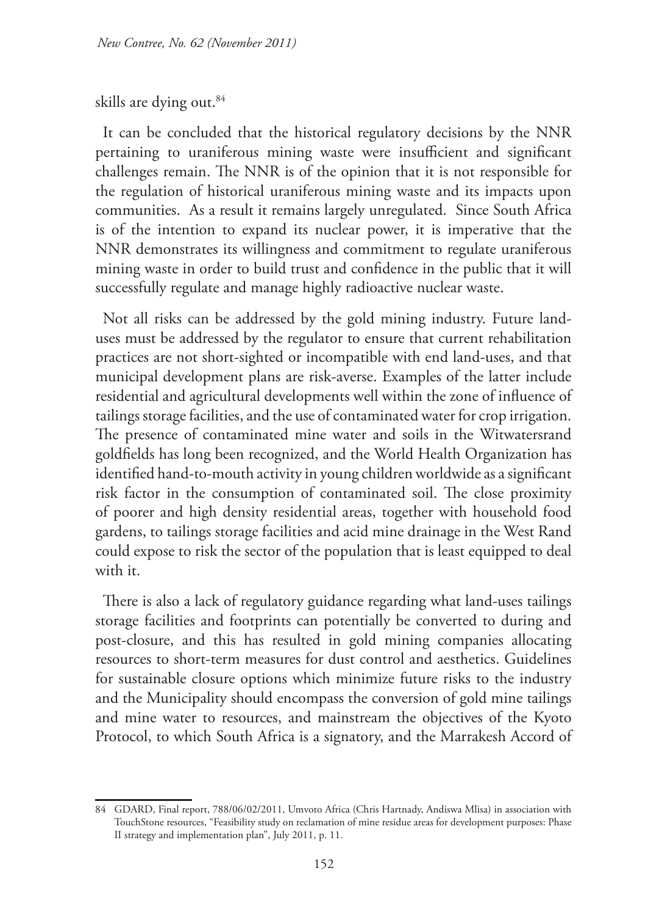skills are dying out.[84]

It can be concluded that the historical regulatory decisions by the NNR pertaining to uraniferous mining waste were insufficient and significant challenges remain. The NNR is of the opinion that it is not responsible for the regulation of historical uraniferous mining waste and its impacts upon communities. As a result it remains largely unregulated. Since South Africa is of the intention to expand its nuclear power, it is imperative that the NNR demonstrates its willingness and commitment to regulate uraniferous mining waste in order to build trust and confidence in the public that it will successfully regulate and manage highly radioactive nuclear waste.

Not all risks can be addressed by the gold mining industry. Future land-uses must be addressed by the regulator to ensure that current rehabilitation practices are not short-sighted or incompatible with end land-uses, and that municipal development plans are risk-averse. Examples of the latter include residential and agricultural developments well within the zone of influence of tailings storage facilities, and the use of contaminated water for crop irrigation. The presence of contaminated mine water and soils in the Witwatersrand goldfields has long been recognized, and the World Health Organization has identified hand-to-mouth activity in young children worldwide as a significant risk factor in the consumption of contaminated soil. The close proximity of poorer and high density residential areas, together with household food gardens, to tailings storage facilities and acid mine drainage in the West Rand could expose to risk the sector of the population that is least equipped to deal with it.

There is also a lack of regulatory guidance regarding what land-uses tailings storage facilities and footprints can potentially be converted to during and post-closure, and this has resulted in gold mining companies allocating resources to short-term measures for dust control and aesthetics. Guidelines for sustainable closure options which minimize future risks to the industry and the Municipality should encompass the conversion of gold mine tailings and mine water to resources, and mainstream the objectives of the Kyoto Protocol, to which South Africa is a signatory, and the Marrakesh Accord of

84 GDARD, Final report, 788/06/02/2011, Umvoto Africa (Chris Hartnady, Andiswa Mlisa) in association with TouchStone resources, "Feasibility study on reclamation of mine residue areas for development purposes: Phase II strategy and implementation plan", July 2011, p. 11.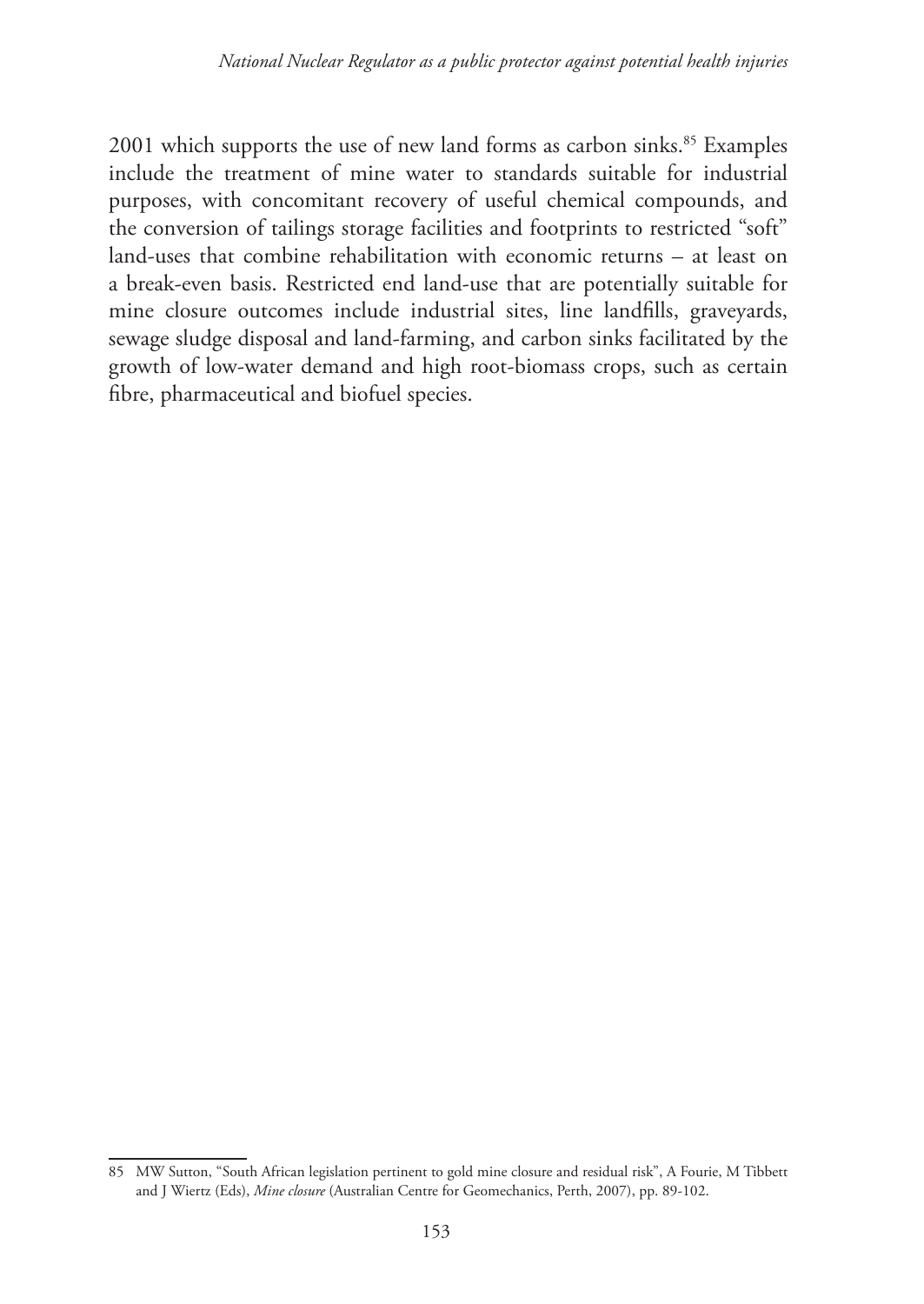2001 which supports the use of new land forms as carbon sinks.[85] Examples include the treatment of mine water to standards suitable for industrial purposes, with concomitant recovery of useful chemical compounds, and the conversion of tailings storage facilities and footprints to restricted "soft" land-uses that combine rehabilitation with economic returns – at least on a break-even basis. Restricted end land-use that are potentially suitable for mine closure outcomes include industrial sites, line landfills, graveyards, sewage sludge disposal and land-farming, and carbon sinks facilitated by the growth of low-water demand and high root-biomass crops, such as certain fibre, pharmaceutical and biofuel species.

---

85 MW Sutton, "South African legislation pertinent to gold mine closure and residual risk", A Fourie, M Tibbett and J Wiertz (Eds), *Mine closure* (Australian Centre for Geomechanics, Perth, 2007), pp. 89-102.